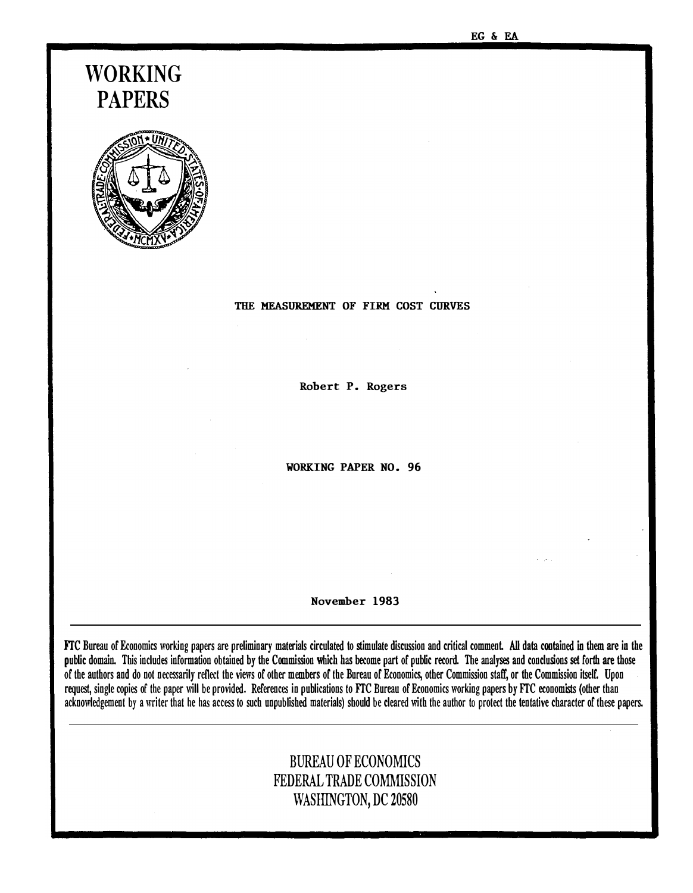EG & EA

# WORKING PAPERS

## THE MEASUREMENT OF FIRM COST CURVES

Robert P. Rogers

WORKING PAPER NO. 96

November 1983

FTC Bureau of Economics working papers are preliminary materials circulated to stimulate discussion and critical comment. All data contained in them are in the public domain. This includes information obtained by the Commission which has become part of public record. The analyses and conclusions set forth are those of the authors and do not necessarily reflect the views of other members of the Bureau of Economics, other Commission staff, or the Commission itself. Upon request, single copies of the paper will be provided. References in publications to FTC Bureau of Economics working papers by FTC economists (other than acknowledgement by a writer that he has access to such unpublished materials) should be cleared with the author to protect the tentative character of these papers.

BUREAU OF ECONOMICS
FEDERAL TRADE COMMISSION
WASHINGTON, DC 20580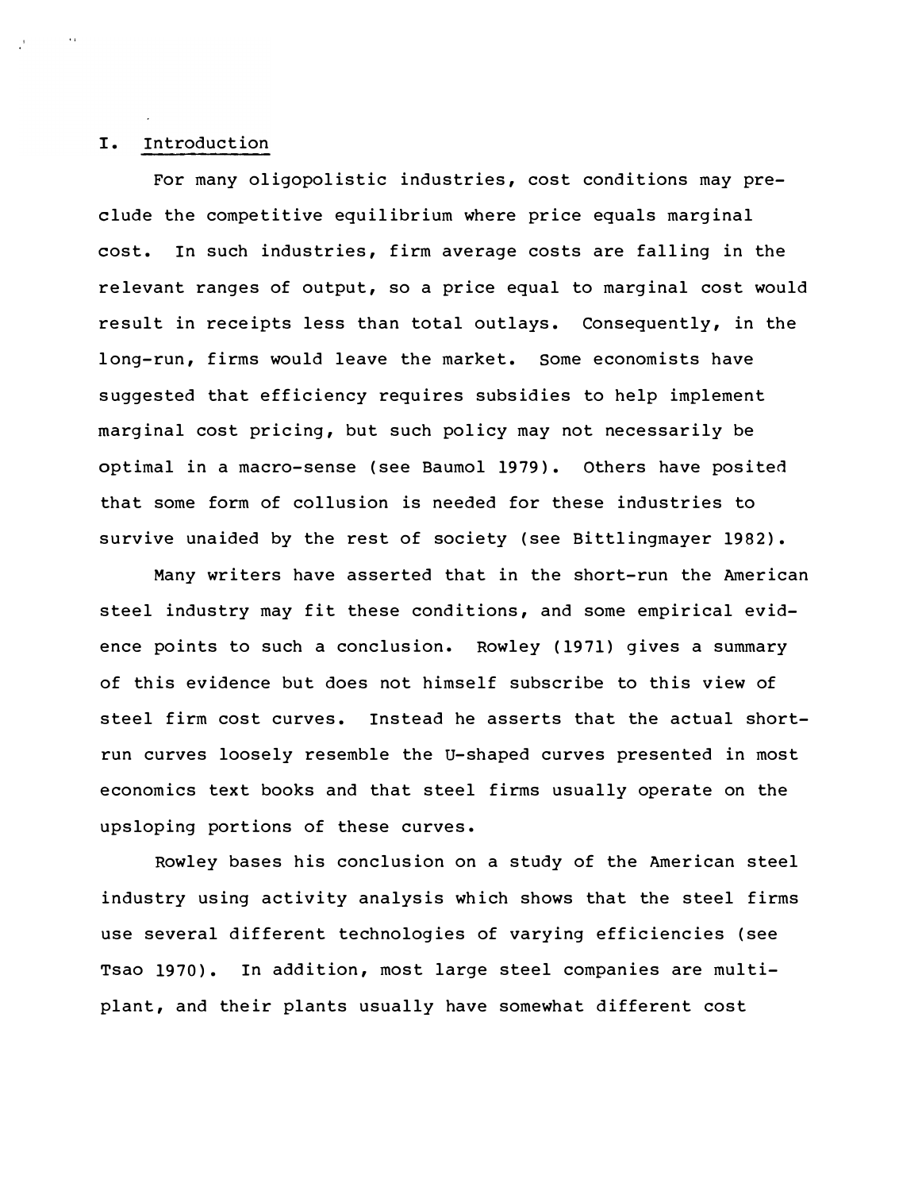## I. Introduction

For many oligopolistic industries, cost conditions may preclude the competitive equilibrium where price equals marginal cost. In such industries, firm average costs are falling in the relevant ranges of output, so a price equal to marginal cost would result in receipts less than total outlays. Consequently, in the long-run, firms would leave the market. Some economists have suggested that efficiency requires subsidies to help implement marginal cost pricing, but such policy may not necessarily be optimal in a macro-sense (see Baumol 1979). Others have posited that some form of collusion is needed for these industries to survive unaided by the rest of society (see Bittlingmayer 1982).

Many writers have asserted that in the short-run the American steel industry may fit these conditions, and some empirical evidence points to such a conclusion. Rowley (1971) gives a summary of this evidence but does not himself subscribe to this view of steel firm cost curves. Instead he asserts that the actual short-run curves loosely resemble the U-shaped curves presented in most economics text books and that steel firms usually operate on the upsloping portions of these curves.

Rowley bases his conclusion on a study of the American steel industry using activity analysis which shows that the steel firms use several different technologies of varying efficiencies (see Tsao 1970). In addition, most large steel companies are multi-plant, and their plants usually have somewhat different cost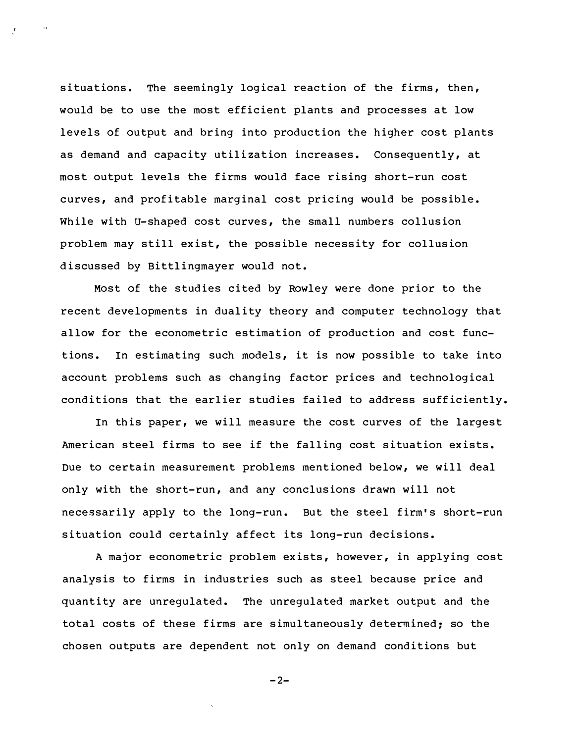situations. The seemingly logical reaction of the firms, then, would be to use the most efficient plants and processes at low levels of output and bring into production the higher cost plants as demand and capacity utilization increases. Consequently, at most output levels the firms would face rising short-run cost curves, and profitable marginal cost pricing would be possible. While with U-shaped cost curves, the small numbers collusion problem may still exist, the possible necessity for collusion discussed by Bittlingmayer would not.

Most of the studies cited by Rowley were done prior to the recent developments in duality theory and computer technology that allow for the econometric estimation of production and cost functions. In estimating such models, it is now possible to take into account problems such as changing factor prices and technological conditions that the earlier studies failed to address sufficiently.

In this paper, we will measure the cost curves of the largest American steel firms to see if the falling cost situation exists. Due to certain measurement problems mentioned below, we will deal only with the short-run, and any conclusions drawn will not necessarily apply to the long-run. But the steel firm's short-run situation could certainly affect its long-run decisions.

A major econometric problem exists, however, in applying cost analysis to firms in industries such as steel because price and quantity are unregulated. The unregulated market output and the total costs of these firms are simultaneously determined; so the chosen outputs are dependent not only on demand conditions but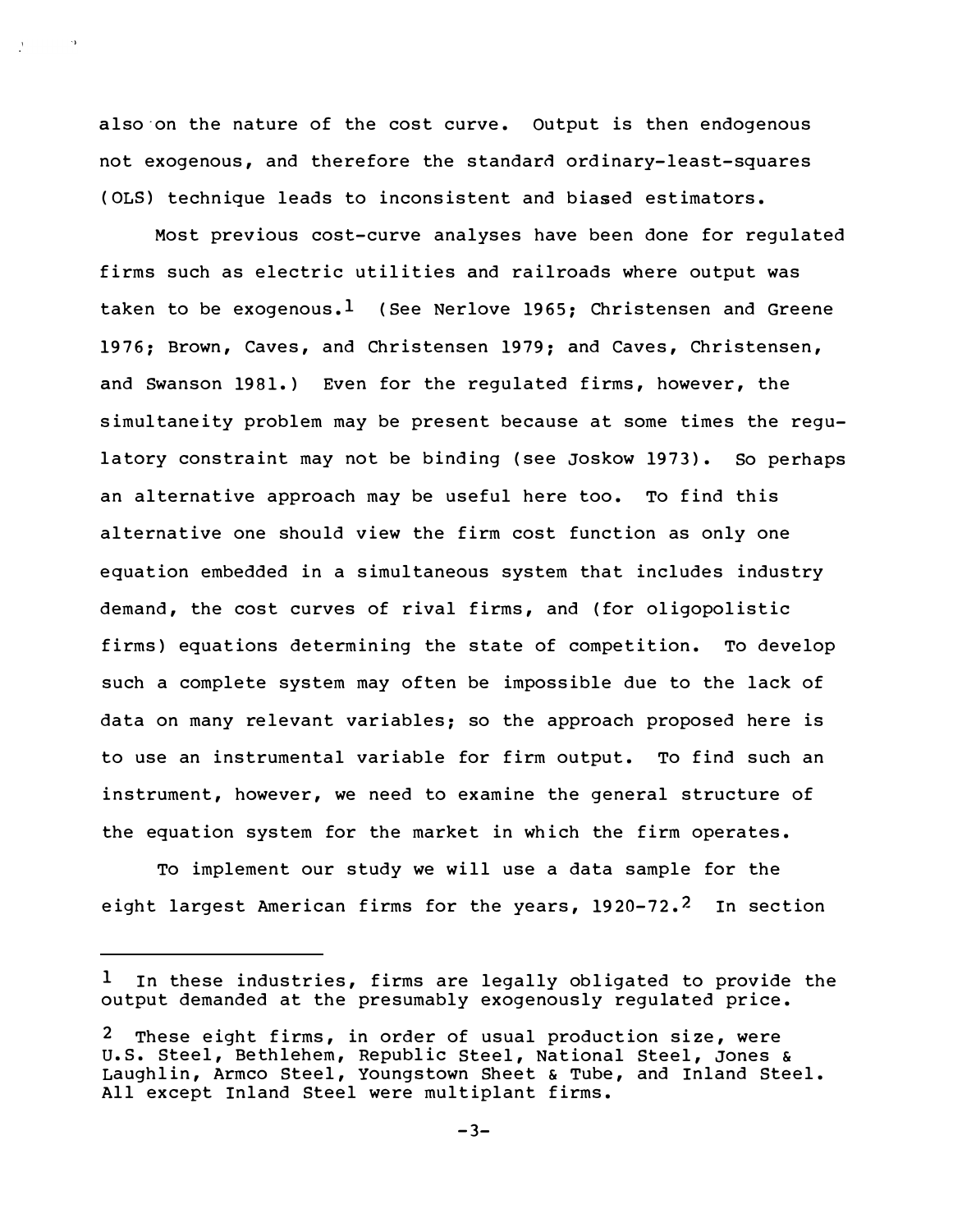also on the nature of the cost curve. Output is then endogenous not exogenous, and therefore the standard ordinary-least-squares (OLS) technique leads to inconsistent and biased estimators.

Most previous cost-curve analyses have been done for regulated firms such as electric utilities and railroads where output was taken to be exogenous.[1] (See Nerlove 1965; Christensen and Greene 1976; Brown, Caves, and Christensen 1979; and Caves, Christensen, and Swanson 1981.) Even for the regulated firms, however, the simultaneity problem may be present because at some times the regulatory constraint may not be binding (see Joskow 1973). So perhaps an alternative approach may be useful here too. To find this alternative one should view the firm cost function as only one equation embedded in a simultaneous system that includes industry demand, the cost curves of rival firms, and (for oligopolistic firms) equations determining the state of competition. To develop such a complete system may often be impossible due to the lack of data on many relevant variables; so the approach proposed here is to use an instrumental variable for firm output. To find such an instrument, however, we need to examine the general structure of the equation system for the market in which the firm operates.

To implement our study we will use a data sample for the eight largest American firms for the years, 1920-72.[2] In section

---

[1] In these industries, firms are legally obligated to provide the output demanded at the presumably exogenously regulated price.

[2] These eight firms, in order of usual production size, were U.S. Steel, Bethlehem, Republic Steel, National Steel, Jones & Laughlin, Armco Steel, Youngstown Sheet & Tube, and Inland Steel. All except Inland Steel were multiplant firms.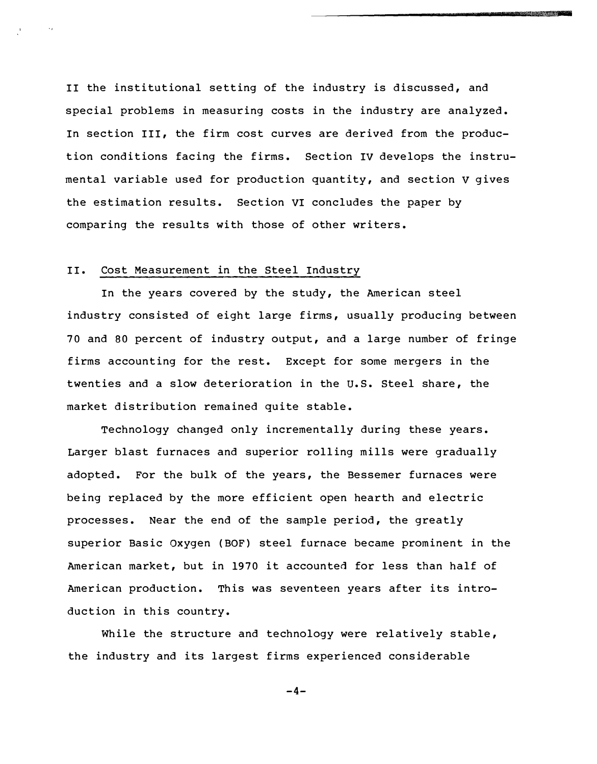II the institutional setting of the industry is discussed, and special problems in measuring costs in the industry are analyzed. In section III, the firm cost curves are derived from the production conditions facing the firms. Section IV develops the instrumental variable used for production quantity, and section V gives the estimation results. Section VI concludes the paper by comparing the results with those of other writers.

## II. Cost Measurement in the Steel Industry

In the years covered by the study, the American steel industry consisted of eight large firms, usually producing between 70 and 80 percent of industry output, and a large number of fringe firms accounting for the rest. Except for some mergers in the twenties and a slow deterioration in the U.S. Steel share, the market distribution remained quite stable.

Technology changed only incrementally during these years. Larger blast furnaces and superior rolling mills were gradually adopted. For the bulk of the years, the Bessemer furnaces were being replaced by the more efficient open hearth and electric processes. Near the end of the sample period, the greatly superior Basic Oxygen (BOF) steel furnace became prominent in the American market, but in 1970 it accounted for less than half of American production. This was seventeen years after its introduction in this country.

While the structure and technology were relatively stable, the industry and its largest firms experienced considerable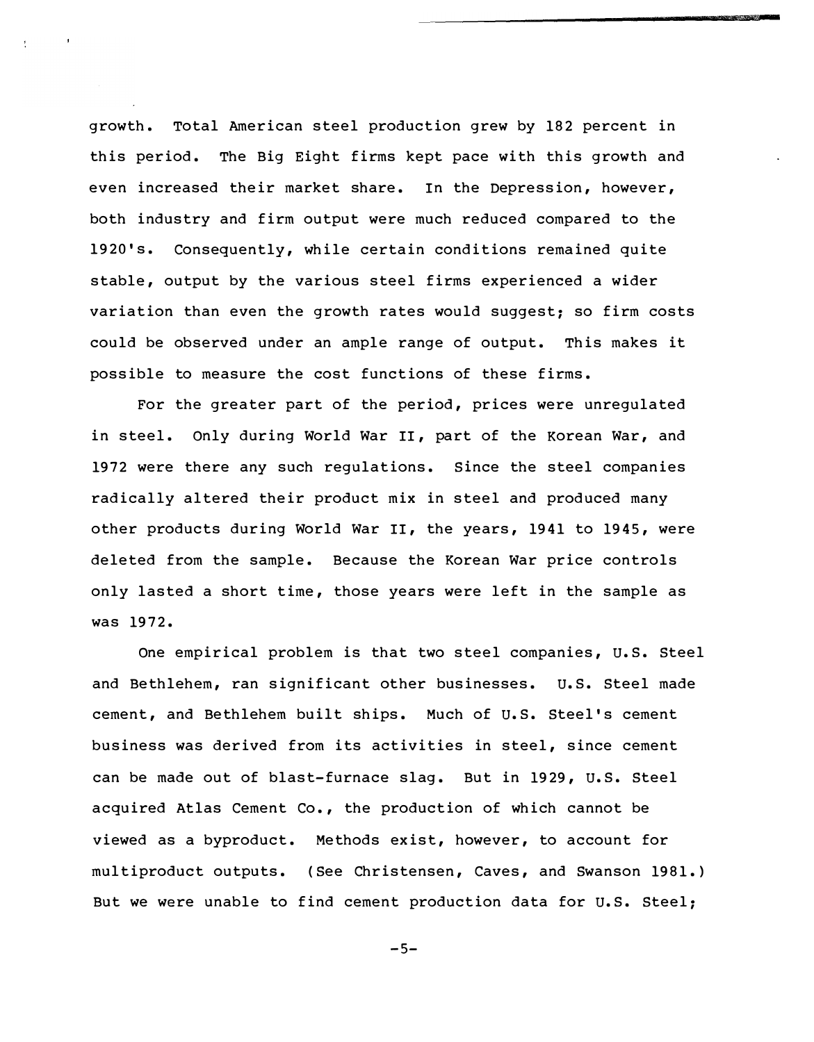growth. Total American steel production grew by 182 percent in this period. The Big Eight firms kept pace with this growth and even increased their market share. In the Depression, however, both industry and firm output were much reduced compared to the 1920's. Consequently, while certain conditions remained quite stable, output by the various steel firms experienced a wider variation than even the growth rates would suggest; so firm costs could be observed under an ample range of output. This makes it possible to measure the cost functions of these firms.

For the greater part of the period, prices were unregulated in steel. Only during World War II, part of the Korean War, and 1972 were there any such regulations. Since the steel companies radically altered their product mix in steel and produced many other products during World War II, the years, 1941 to 1945, were deleted from the sample. Because the Korean War price controls only lasted a short time, those years were left in the sample as was 1972.

One empirical problem is that two steel companies, U.S. Steel and Bethlehem, ran significant other businesses. U.S. Steel made cement, and Bethlehem built ships. Much of U.S. Steel's cement business was derived from its activities in steel, since cement can be made out of blast-furnace slag. But in 1929, U.S. Steel acquired Atlas Cement Co., the production of which cannot be viewed as a byproduct. Methods exist, however, to account for multiproduct outputs. (See Christensen, Caves, and Swanson 1981.) But we were unable to find cement production data for U.S. Steel;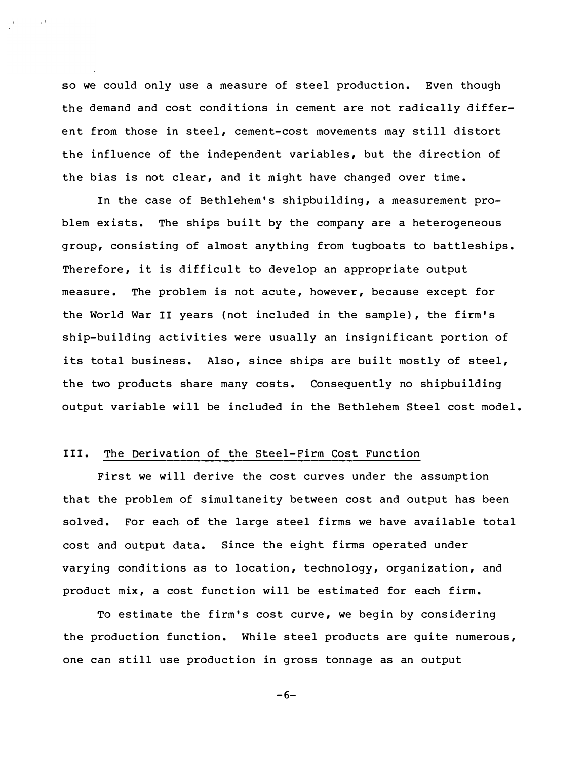so we could only use a measure of steel production. Even though the demand and cost conditions in cement are not radically different from those in steel, cement-cost movements may still distort the influence of the independent variables, but the direction of the bias is not clear, and it might have changed over time.

In the case of Bethlehem's shipbuilding, a measurement problem exists. The ships built by the company are a heterogeneous group, consisting of almost anything from tugboats to battleships. Therefore, it is difficult to develop an appropriate output measure. The problem is not acute, however, because except for the World War II years (not included in the sample), the firm's ship-building activities were usually an insignificant portion of its total business. Also, since ships are built mostly of steel, the two products share many costs. Consequently no shipbuilding output variable will be included in the Bethlehem Steel cost model.

## III. The Derivation of the Steel-Firm Cost Function

First we will derive the cost curves under the assumption that the problem of simultaneity between cost and output has been solved. For each of the large steel firms we have available total cost and output data. Since the eight firms operated under varying conditions as to location, technology, organization, and product mix, a cost function will be estimated for each firm.

To estimate the firm's cost curve, we begin by considering the production function. While steel products are quite numerous, one can still use production in gross tonnage as an output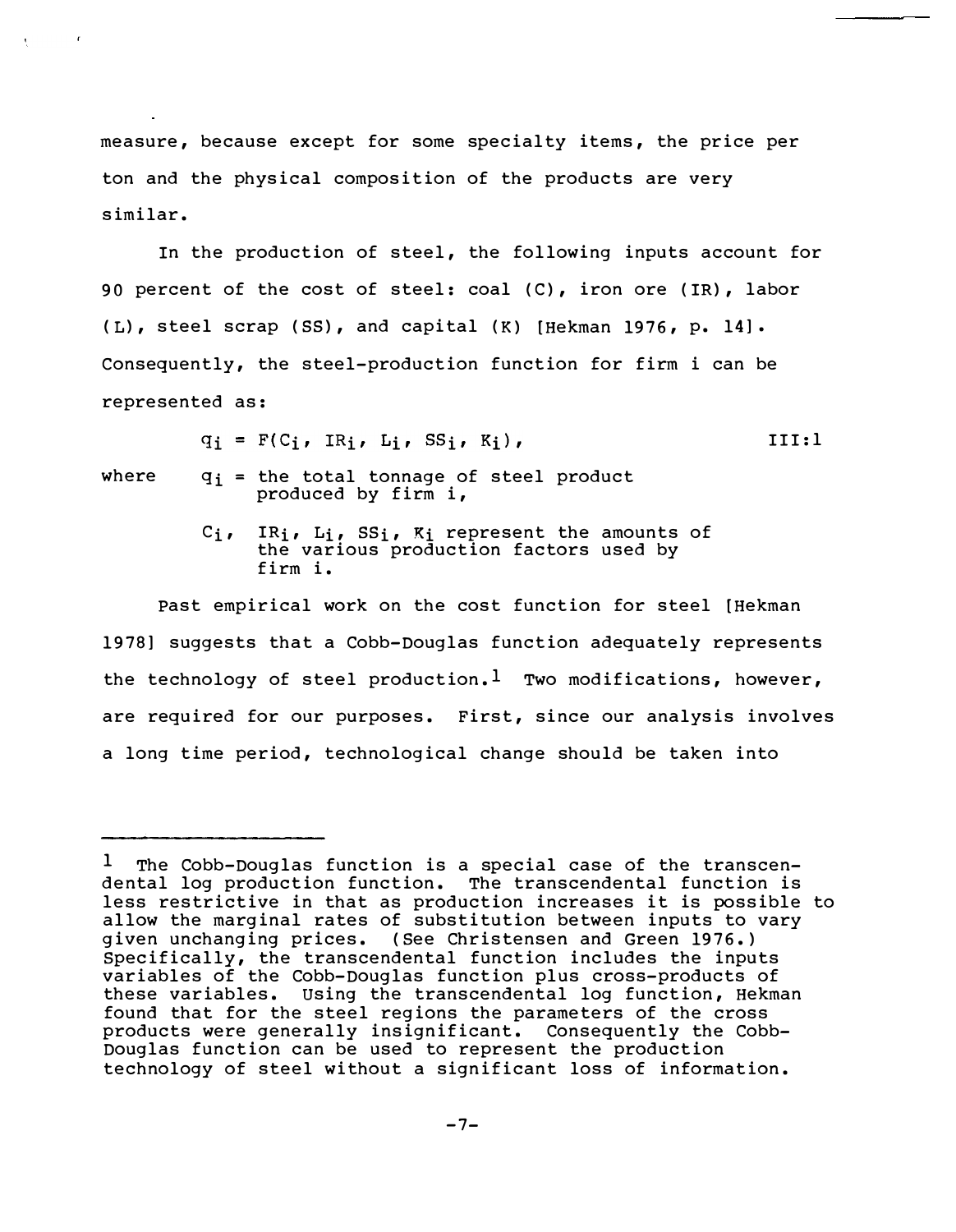measure, because except for some specialty items, the price per ton and the physical composition of the products are very similar.

In the production of steel, the following inputs account for 90 percent of the cost of steel: coal (C), iron ore (IR), labor (L), steel scrap (SS), and capital (K) [Hekman 1976, p. 14]. Consequently, the steel-production function for firm i can be represented as:

$$q_i = F(C_i, IR_i, L_i, SS_i, K_i), \qquad \text{III:1}$$

where $q_i$ = the total tonnage of steel product produced by firm i,

$C_i$, $IR_i$, $L_i$, $SS_i$, $K_i$ represent the amounts of the various production factors used by firm i.

Past empirical work on the cost function for steel [Hekman 1978] suggests that a Cobb-Douglas function adequately represents the technology of steel production.[1] Two modifications, however, are required for our purposes. First, since our analysis involves a long time period, technological change should be taken into

---

[1] The Cobb-Douglas function is a special case of the transcendental log production function. The transcendental function is less restrictive in that as production increases it is possible to allow the marginal rates of substitution between inputs to vary given unchanging prices. (See Christensen and Green 1976.) Specifically, the transcendental function includes the inputs variables of the Cobb-Douglas function plus cross-products of these variables. Using the transcendental log function, Hekman found that for the steel regions the parameters of the cross products were generally insignificant. Consequently the Cobb-Douglas function can be used to represent the production technology of steel without a significant loss of information.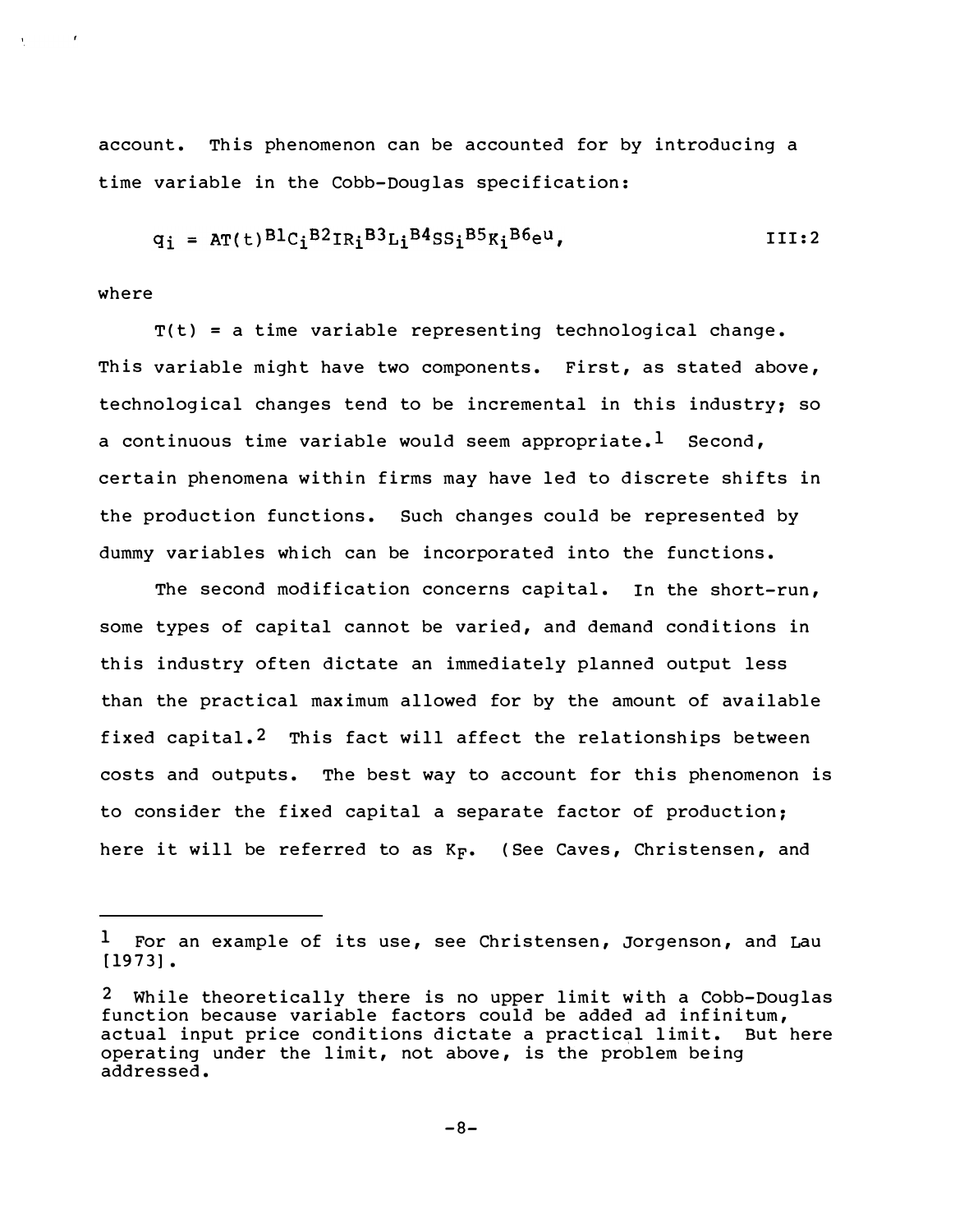account. This phenomenon can be accounted for by introducing a time variable in the Cobb-Douglas specification:

$$q_i = AT(t)^{B1}C_i^{B2}IR_i^{B3}L_i^{B4}SS_i^{B5}K_i^{B6}e^u, \qquad \text{III:2}$$

where

$T(t)$ = a time variable representing technological change. This variable might have two components. First, as stated above, technological changes tend to be incremental in this industry; so a continuous time variable would seem appropriate.[1] Second, certain phenomena within firms may have led to discrete shifts in the production functions. Such changes could be represented by dummy variables which can be incorporated into the functions.

The second modification concerns capital. In the short-run, some types of capital cannot be varied, and demand conditions in this industry often dictate an immediately planned output less than the practical maximum allowed for by the amount of available fixed capital.[2] This fact will affect the relationships between costs and outputs. The best way to account for this phenomenon is to consider the fixed capital a separate factor of production; here it will be referred to as $K_F$. (See Caves, Christensen, and

---

[1] For an example of its use, see Christensen, Jorgenson, and Lau [1973].

[2] While theoretically there is no upper limit with a Cobb-Douglas function because variable factors could be added ad infinitum, actual input price conditions dictate a practical limit. But here operating under the limit, not above, is the problem being addressed.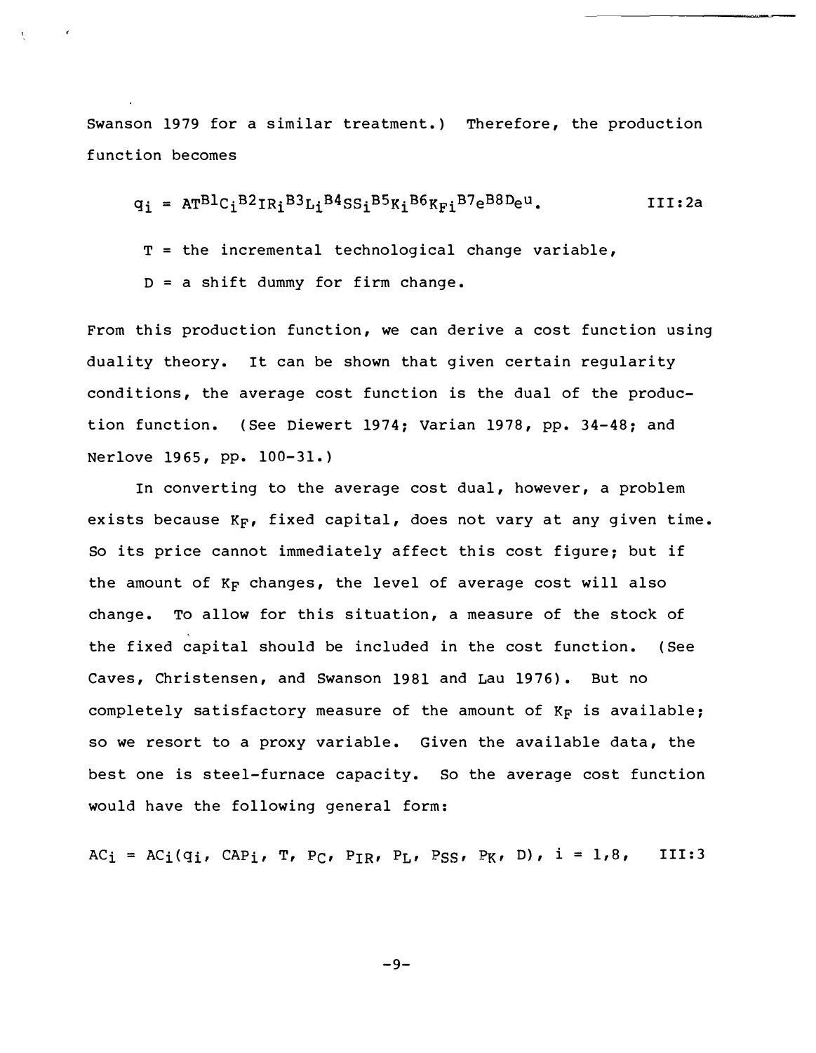Swanson 1979 for a similar treatment.) Therefore, the production function becomes

$$q_i = AT^{B1}C_i^{B2}IR_i^{B3}L_i^{B4}SS_i^{B5}K_i^{B6}K_{Fi}^{B7}e^{B8D}e^u. \qquad \text{III:2a}$$

$T$ = the incremental technological change variable,

$D$ = a shift dummy for firm change.

From this production function, we can derive a cost function using duality theory. It can be shown that given certain regularity conditions, the average cost function is the dual of the production function. (See Diewert 1974; Varian 1978, pp. 34-48; and Nerlove 1965, pp. 100-31.)

In converting to the average cost dual, however, a problem exists because $K_F$, fixed capital, does not vary at any given time. So its price cannot immediately affect this cost figure; but if the amount of $K_F$ changes, the level of average cost will also change. To allow for this situation, a measure of the stock of the fixed capital should be included in the cost function. (See Caves, Christensen, and Swanson 1981 and Lau 1976). But no completely satisfactory measure of the amount of $K_F$ is available; so we resort to a proxy variable. Given the available data, the best one is steel-furnace capacity. So the average cost function would have the following general form:

$$AC_i = AC_i(q_i, CAP_i, T, P_C, P_{IR}, P_L, P_{SS}, P_K, D), \; i = 1,8, \qquad \text{III:3}$$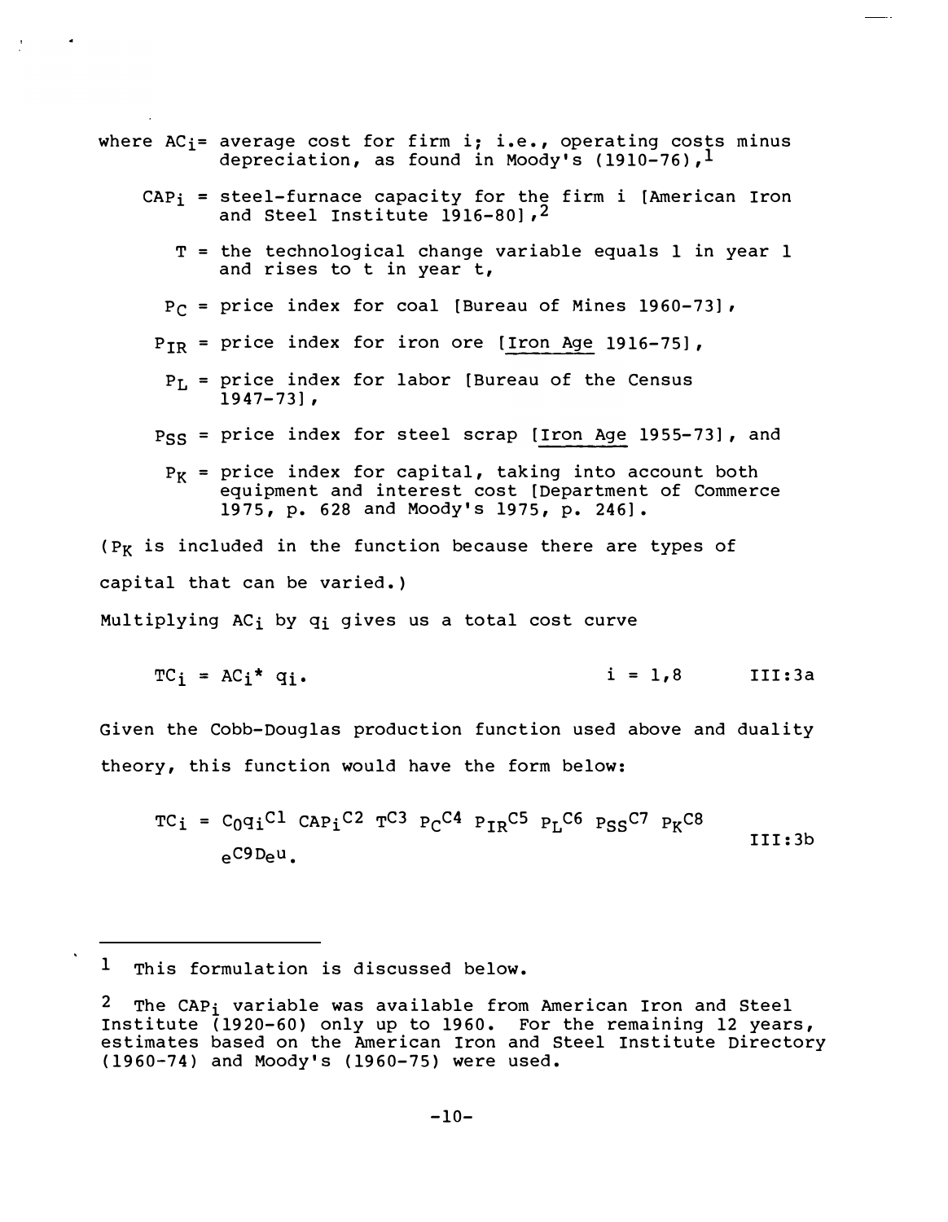where $AC_i$ = average cost for firm i; i.e., operating costs minus depreciation, as found in Moody's (1910-76),[1]

$CAP_i$ = steel-furnace capacity for the firm i [American Iron and Steel Institute 1916-80],[2]

$T$ = the technological change variable equals 1 in year 1 and rises to t in year t,

$P_C$ = price index for coal [Bureau of Mines 1960-73],

$P_{IR}$ = price index for iron ore [Iron Age 1916-75],

$P_L$ = price index for labor [Bureau of the Census 1947-73],

$P_{SS}$ = price index for steel scrap [Iron Age 1955-73], and

$P_K$ = price index for capital, taking into account both equipment and interest cost [Department of Commerce 1975, p. 628 and Moody's 1975, p. 246].

($P_K$ is included in the function because there are types of capital that can be varied.)

Multiplying $AC_i$ by $q_i$ gives us a total cost curve

$$TC_i = AC_i{*}\, q_i. \qquad i = 1,8 \qquad \text{III:3a}$$

Given the Cobb-Douglas production function used above and duality theory, this function would have the form below:

$$TC_i = C_0 q_i^{C1}\, CAP_i^{C2}\, T^{C3}\, P_C^{C4}\, P_{IR}^{C5}\, P_L^{C6}\, P_{SS}^{C7}\, P_K^{C8}\, e^{C9D} e^{u}. \qquad \text{III:3b}$$

---

[1] This formulation is discussed below.

[2] The $CAP_i$ variable was available from American Iron and Steel Institute (1920-60) only up to 1960. For the remaining 12 years, estimates based on the American Iron and Steel Institute Directory (1960-74) and Moody's (1960-75) were used.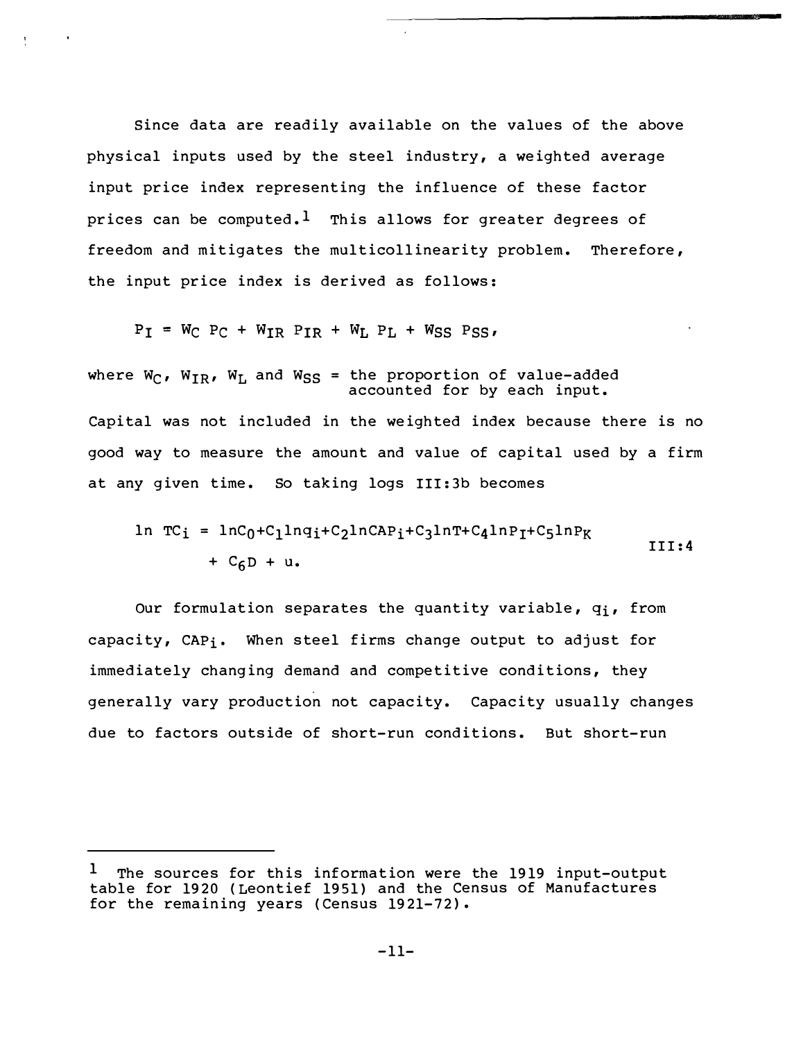Since data are readily available on the values of the above physical inputs used by the steel industry, a weighted average input price index representing the influence of these factor prices can be computed.[1] This allows for greater degrees of freedom and mitigates the multicollinearity problem. Therefore, the input price index is derived as follows:

$$P_I = W_C P_C + W_{IR} P_{IR} + W_L P_L + W_{SS} P_{SS},$$

where $W_C$, $W_{IR}$, $W_L$ and $W_{SS}$ = the proportion of value-added accounted for by each input.

Capital was not included in the weighted index because there is no good way to measure the amount and value of capital used by a firm at any given time. So taking logs III:3b becomes

$$\ln TC_i = \ln C_0 + C_1 \ln q_i + C_2 \ln CAP_i + C_3 \ln T + C_4 \ln P_I + C_5 \ln P_K + C_6 D + u. \qquad \text{III:4}$$

Our formulation separates the quantity variable, $q_i$, from capacity, $CAP_i$. When steel firms change output to adjust for immediately changing demand and competitive conditions, they generally vary production not capacity. Capacity usually changes due to factors outside of short-run conditions. But short-run

---

[1] The sources for this information were the 1919 input-output table for 1920 (Leontief 1951) and the Census of Manufactures for the remaining years (Census 1921-72).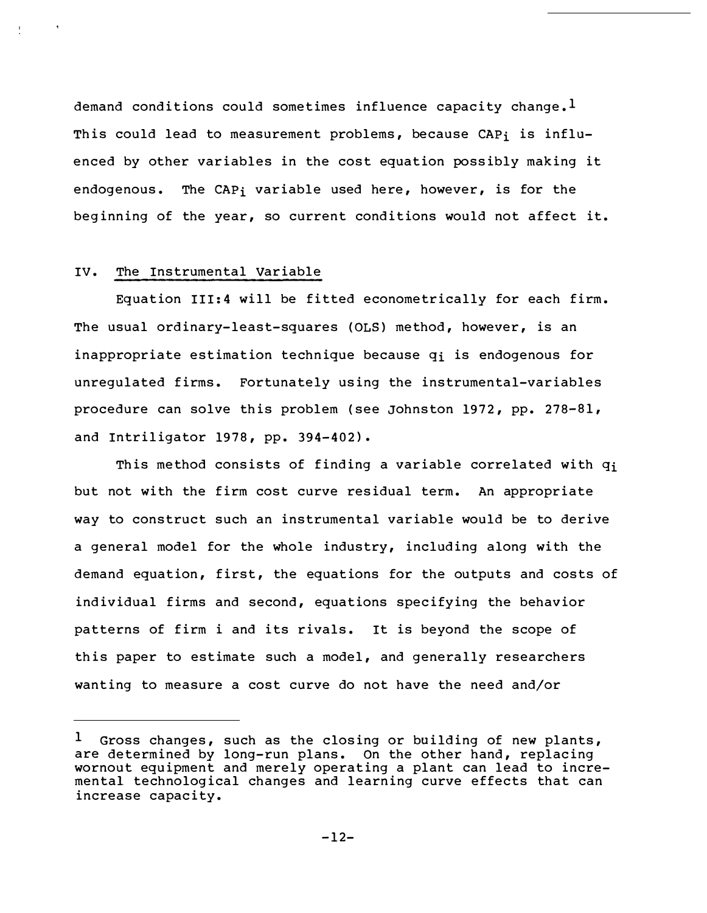demand conditions could sometimes influence capacity change.[1] This could lead to measurement problems, because $CAP_i$ is influenced by other variables in the cost equation possibly making it endogenous. The $CAP_i$ variable used here, however, is for the beginning of the year, so current conditions would not affect it.

## IV. The Instrumental Variable

Equation III:4 will be fitted econometrically for each firm. The usual ordinary-least-squares (OLS) method, however, is an inappropriate estimation technique because $q_i$ is endogenous for unregulated firms. Fortunately using the instrumental-variables procedure can solve this problem (see Johnston 1972, pp. 278-81, and Intriligator 1978, pp. 394-402).

This method consists of finding a variable correlated with $q_i$ but not with the firm cost curve residual term. An appropriate way to construct such an instrumental variable would be to derive a general model for the whole industry, including along with the demand equation, first, the equations for the outputs and costs of individual firms and second, equations specifying the behavior patterns of firm i and its rivals. It is beyond the scope of this paper to estimate such a model, and generally researchers wanting to measure a cost curve do not have the need and/or

---

[1] Gross changes, such as the closing or building of new plants, are determined by long-run plans. On the other hand, replacing wornout equipment and merely operating a plant can lead to incremental technological changes and learning curve effects that can increase capacity.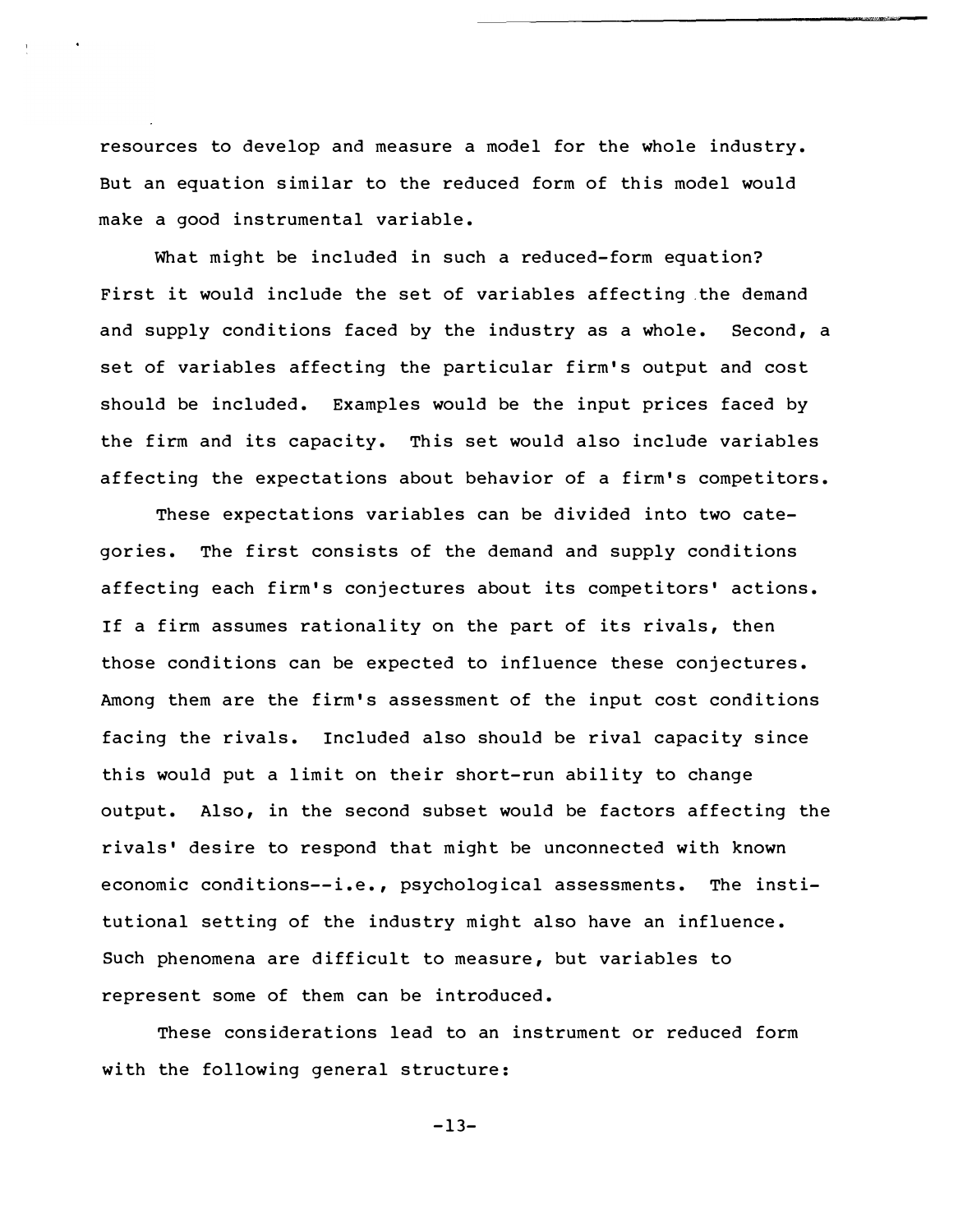resources to develop and measure a model for the whole industry. But an equation similar to the reduced form of this model would make a good instrumental variable.

What might be included in such a reduced-form equation? First it would include the set of variables affecting the demand and supply conditions faced by the industry as a whole. Second, a set of variables affecting the particular firm's output and cost should be included. Examples would be the input prices faced by the firm and its capacity. This set would also include variables affecting the expectations about behavior of a firm's competitors.

These expectations variables can be divided into two categories. The first consists of the demand and supply conditions affecting each firm's conjectures about its competitors' actions. If a firm assumes rationality on the part of its rivals, then those conditions can be expected to influence these conjectures. Among them are the firm's assessment of the input cost conditions facing the rivals. Included also should be rival capacity since this would put a limit on their short-run ability to change output. Also, in the second subset would be factors affecting the rivals' desire to respond that might be unconnected with known economic conditions--i.e., psychological assessments. The institutional setting of the industry might also have an influence. Such phenomena are difficult to measure, but variables to represent some of them can be introduced.

These considerations lead to an instrument or reduced form with the following general structure: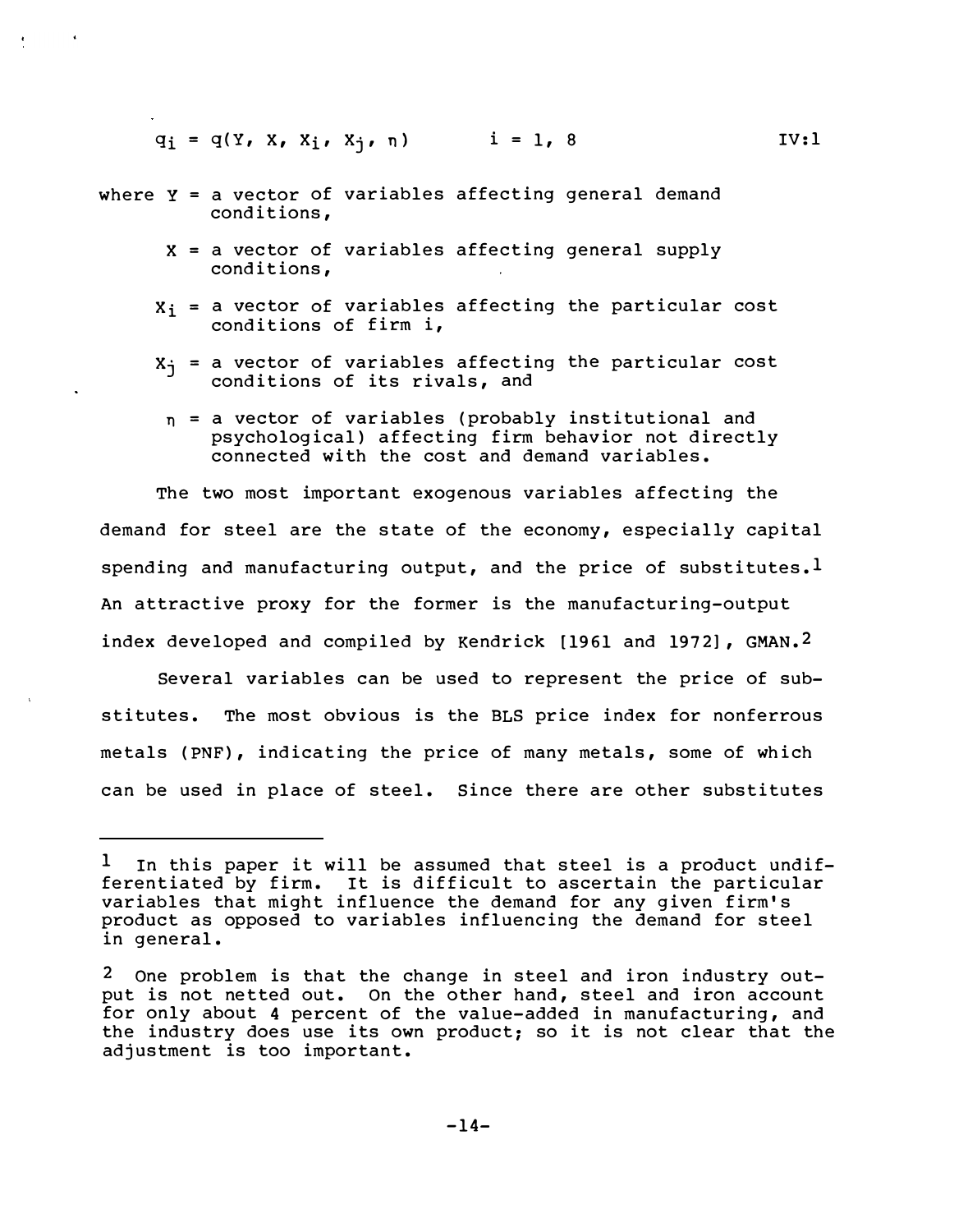$$q_i = q(Y, X, X_i, X_j, \eta) \qquad i = 1, 8 \qquad \text{IV:1}$$

where $Y$ = a vector of variables affecting general demand conditions,

$X$ = a vector of variables affecting general supply conditions,

$X_i$ = a vector of variables affecting the particular cost conditions of firm i,

$X_j$ = a vector of variables affecting the particular cost conditions of its rivals, and

$\eta$ = a vector of variables (probably institutional and psychological) affecting firm behavior not directly connected with the cost and demand variables.

The two most important exogenous variables affecting the demand for steel are the state of the economy, especially capital spending and manufacturing output, and the price of substitutes.[1] An attractive proxy for the former is the manufacturing-output index developed and compiled by Kendrick [1961 and 1972], GMAN.[2]

Several variables can be used to represent the price of substitutes. The most obvious is the BLS price index for nonferrous metals (PNF), indicating the price of many metals, some of which can be used in place of steel. Since there are other substitutes

---

[1] In this paper it will be assumed that steel is a product undifferentiated by firm. It is difficult to ascertain the particular variables that might influence the demand for any given firm's product as opposed to variables influencing the demand for steel in general.

[2] One problem is that the change in steel and iron industry output is not netted out. On the other hand, steel and iron account for only about 4 percent of the value-added in manufacturing, and the industry does use its own product; so it is not clear that the adjustment is too important.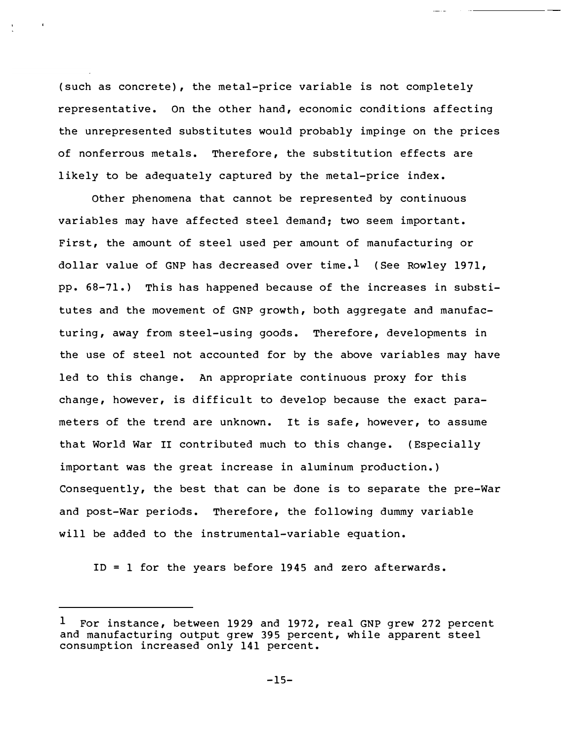(such as concrete), the metal-price variable is not completely representative. On the other hand, economic conditions affecting the unrepresented substitutes would probably impinge on the prices of nonferrous metals. Therefore, the substitution effects are likely to be adequately captured by the metal-price index.

Other phenomena that cannot be represented by continuous variables may have affected steel demand; two seem important. First, the amount of steel used per amount of manufacturing or dollar value of GNP has decreased over time.[1] (See Rowley 1971, pp. 68-71.) This has happened because of the increases in substitutes and the movement of GNP growth, both aggregate and manufacturing, away from steel-using goods. Therefore, developments in the use of steel not accounted for by the above variables may have led to this change. An appropriate continuous proxy for this change, however, is difficult to develop because the exact parameters of the trend are unknown. It is safe, however, to assume that World War II contributed much to this change. (Especially important was the great increase in aluminum production.) Consequently, the best that can be done is to separate the pre-War and post-War periods. Therefore, the following dummy variable will be added to the instrumental-variable equation.

ID = 1 for the years before 1945 and zero afterwards.

---

[1] For instance, between 1929 and 1972, real GNP grew 272 percent and manufacturing output grew 395 percent, while apparent steel consumption increased only 141 percent.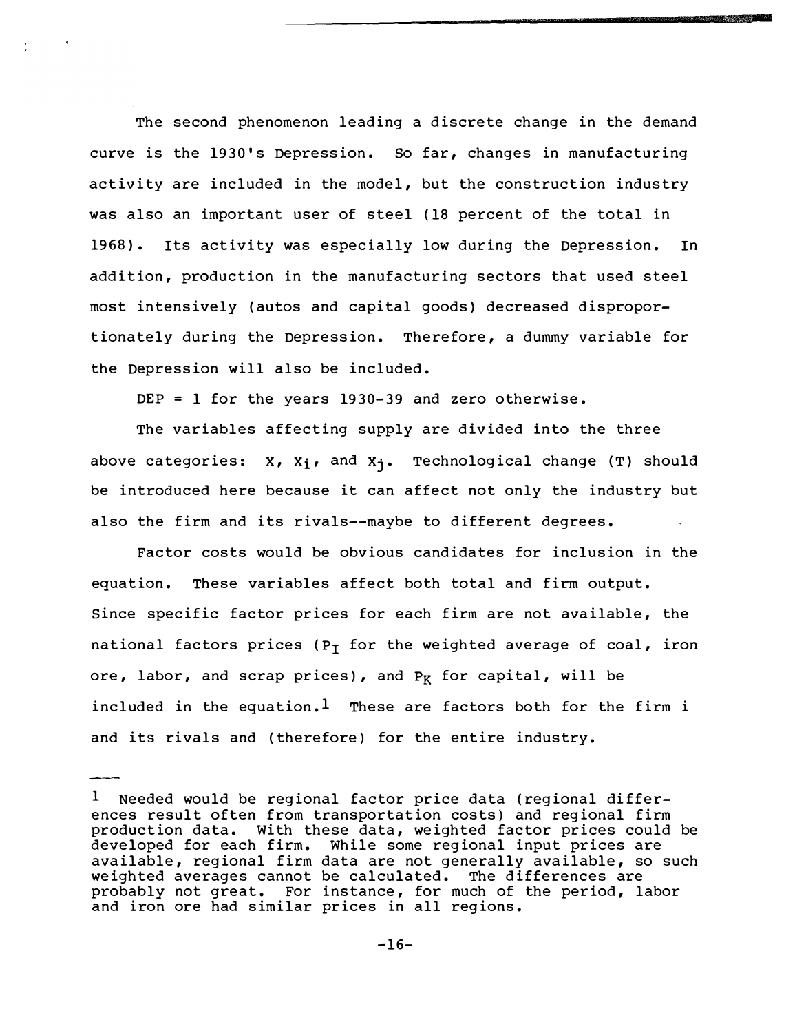The second phenomenon leading a discrete change in the demand curve is the 1930's Depression. So far, changes in manufacturing activity are included in the model, but the construction industry was also an important user of steel (18 percent of the total in 1968). Its activity was especially low during the Depression. In addition, production in the manufacturing sectors that used steel most intensively (autos and capital goods) decreased disproportionately during the Depression. Therefore, a dummy variable for the Depression will also be included.

DEP = 1 for the years 1930-39 and zero otherwise.

The variables affecting supply are divided into the three above categories: $X$, $X_i$, and $X_j$. Technological change (T) should be introduced here because it can affect not only the industry but also the firm and its rivals--maybe to different degrees.

Factor costs would be obvious candidates for inclusion in the equation. These variables affect both total and firm output. Since specific factor prices for each firm are not available, the national factors prices ($P_I$ for the weighted average of coal, iron ore, labor, and scrap prices), and $P_K$ for capital, will be included in the equation.[1] These are factors both for the firm i and its rivals and (therefore) for the entire industry.

---

[1] Needed would be regional factor price data (regional differences result often from transportation costs) and regional firm production data. With these data, weighted factor prices could be developed for each firm. While some regional input prices are available, regional firm data are not generally available, so such weighted averages cannot be calculated. The differences are probably not great. For instance, for much of the period, labor and iron ore had similar prices in all regions.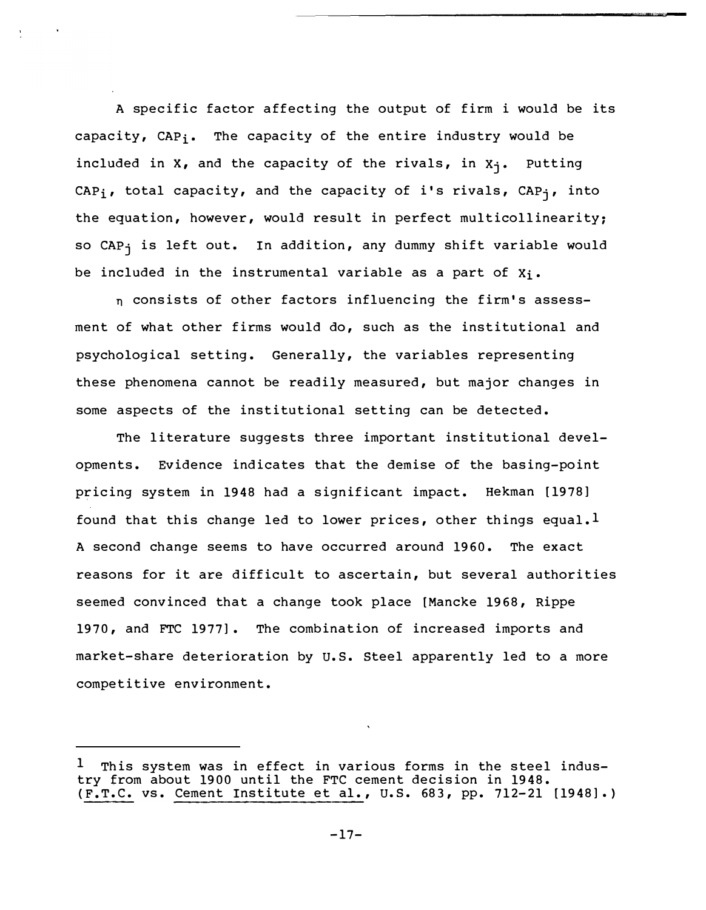A specific factor affecting the output of firm i would be its capacity, $CAP_i$. The capacity of the entire industry would be included in X, and the capacity of the rivals, in $X_j$. Putting $CAP_i$, total capacity, and the capacity of i's rivals, $CAP_j$, into the equation, however, would result in perfect multicollinearity; so $CAP_j$ is left out. In addition, any dummy shift variable would be included in the instrumental variable as a part of $X_i$.

$\eta$ consists of other factors influencing the firm's assessment of what other firms would do, such as the institutional and psychological setting. Generally, the variables representing these phenomena cannot be readily measured, but major changes in some aspects of the institutional setting can be detected.

The literature suggests three important institutional developments. Evidence indicates that the demise of the basing-point pricing system in 1948 had a significant impact. Hekman [1978] found that this change led to lower prices, other things equal.[1] A second change seems to have occurred around 1960. The exact reasons for it are difficult to ascertain, but several authorities seemed convinced that a change took place [Mancke 1968, Rippe 1970, and FTC 1977]. The combination of increased imports and market-share deterioration by U.S. Steel apparently led to a more competitive environment.

---

[1] This system was in effect in various forms in the steel industry from about 1900 until the FTC cement decision in 1948. (<u>F.T.C.</u> vs. <u>Cement Institute et al.</u>, U.S. 683, pp. 712-21 [1948].)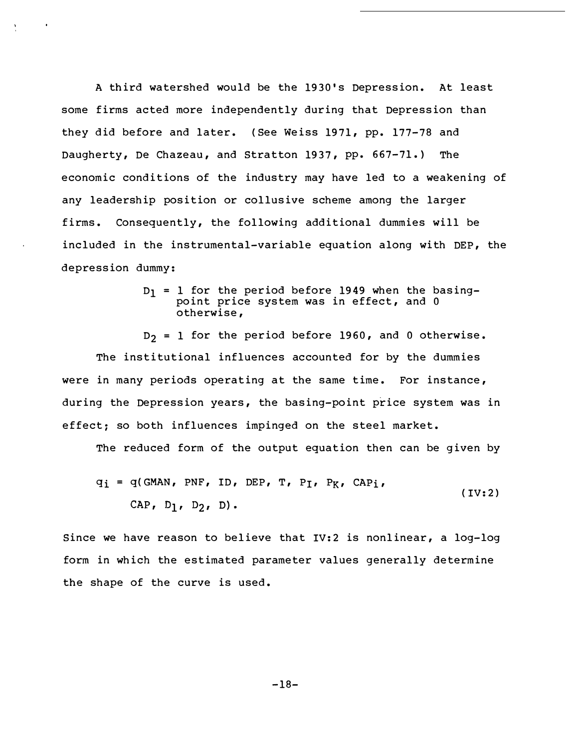A third watershed would be the 1930's Depression. At least some firms acted more independently during that Depression than they did before and later. (See Weiss 1971, pp. 177-78 and Daugherty, De Chazeau, and Stratton 1937, pp. 667-71.) The economic conditions of the industry may have led to a weakening of any leadership position or collusive scheme among the larger firms. Consequently, the following additional dummies will be included in the instrumental-variable equation along with DEP, the depression dummy:

> $D_1$ = 1 for the period before 1949 when the basing-point price system was in effect, and 0 otherwise,
>
> $D_2$ = 1 for the period before 1960, and 0 otherwise.

The institutional influences accounted for by the dummies were in many periods operating at the same time. For instance, during the Depression years, the basing-point price system was in effect; so both influences impinged on the steel market.

The reduced form of the output equation then can be given by

$$q_i = q(\text{GMAN, PNF, ID, DEP, T, } P_I,\ P_K,\ \text{CAP}_i, \text{CAP},\ D_1,\ D_2,\ D). \tag{IV:2}$$

Since we have reason to believe that IV:2 is nonlinear, a log-log form in which the estimated parameter values generally determine the shape of the curve is used.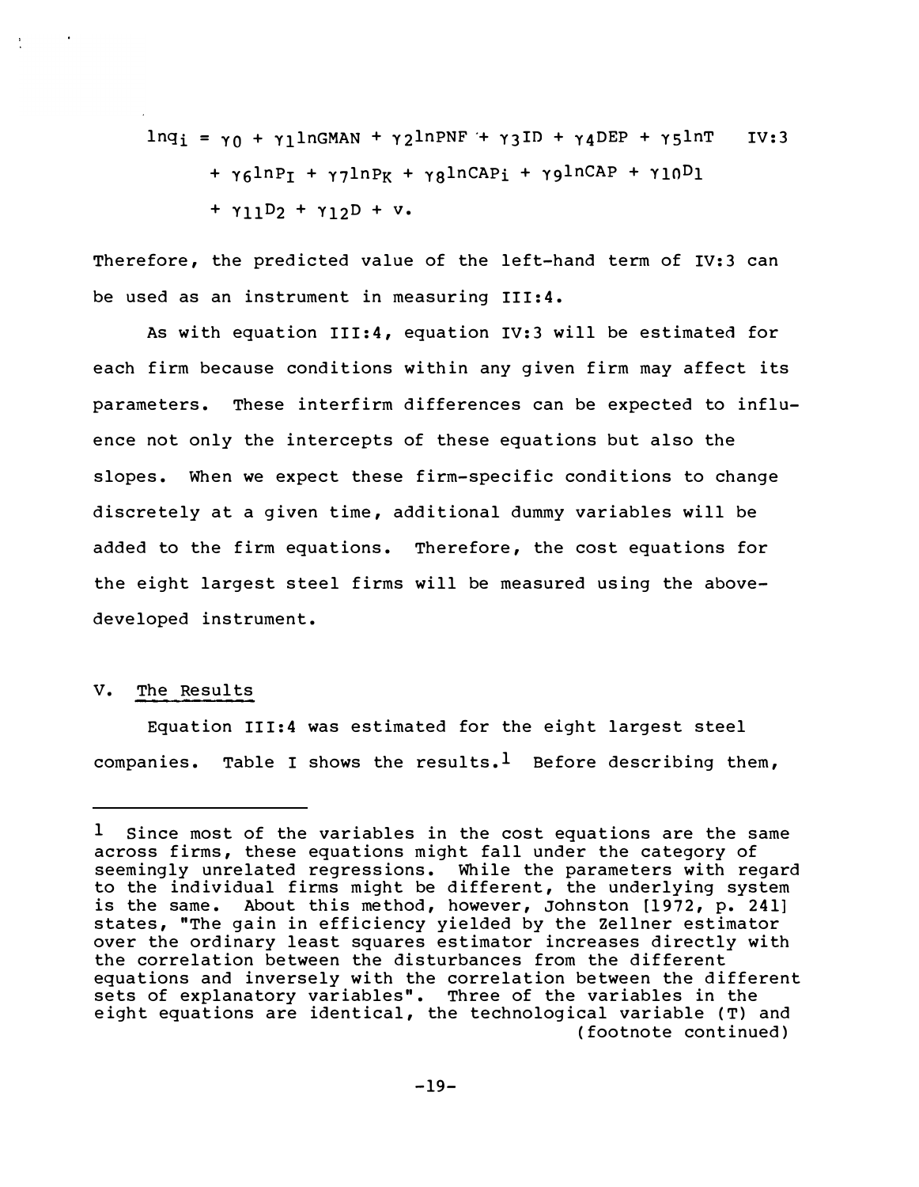$$\ln q_i = \gamma_0 + \gamma_1 \ln GMAN + \gamma_2 \ln PNF + \gamma_3 ID + \gamma_4 DEP + \gamma_5 \ln T \quad \text{IV:3}$$
$$+ \gamma_6 \ln P_I + \gamma_7 \ln P_K + \gamma_8 \ln CAP_i + \gamma_9 \ln CAP + \gamma_{10} D_1$$
$$+ \gamma_{11} D_2 + \gamma_{12} D + v.$$

Therefore, the predicted value of the left-hand term of IV:3 can be used as an instrument in measuring III:4.

As with equation III:4, equation IV:3 will be estimated for each firm because conditions within any given firm may affect its parameters. These interfirm differences can be expected to influence not only the intercepts of these equations but also the slopes. When we expect these firm-specific conditions to change discretely at a given time, additional dummy variables will be added to the firm equations. Therefore, the cost equations for the eight largest steel firms will be measured using the above-developed instrument.

## V. The Results

Equation III:4 was estimated for the eight largest steel companies. Table I shows the results.[1] Before describing them,

---

[1] Since most of the variables in the cost equations are the same across firms, these equations might fall under the category of seemingly unrelated regressions. While the parameters with regard to the individual firms might be different, the underlying system is the same. About this method, however, Johnston [1972, p. 241] states, "The gain in efficiency yielded by the Zellner estimator over the ordinary least squares estimator increases directly with the correlation between the disturbances from the different equations and inversely with the correlation between the different sets of explanatory variables". Three of the variables in the eight equations are identical, the technological variable (T) and (footnote continued)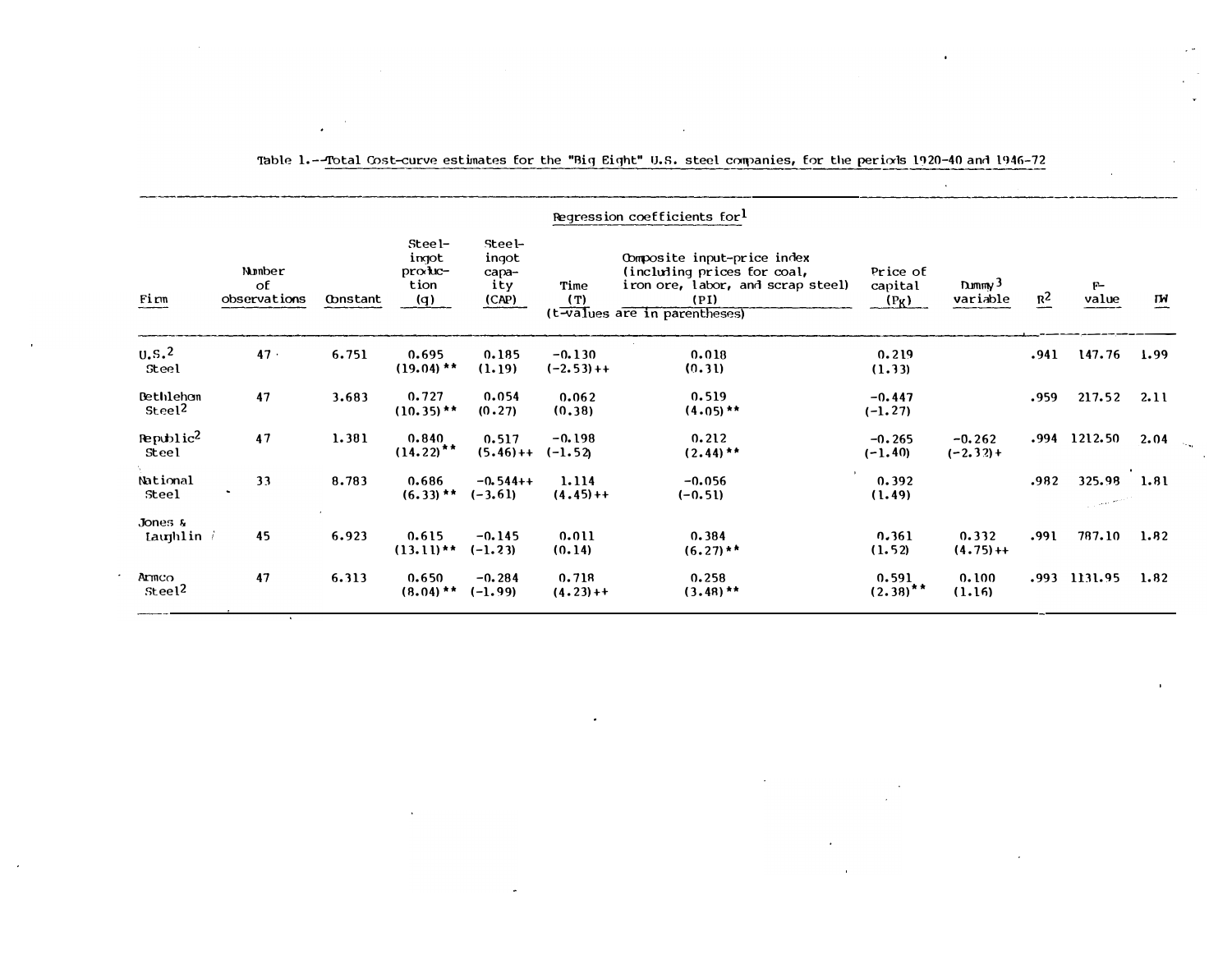Table 1.--Total Cost-curve estimates for the "Big Eight" U.S. steel companies, for the periods 1920-40 and 1946-72

| Firm | Number of observations | Constant | Steel-ingot production (q) | Steel-ingot capacity (CAP) | Time (T) | Composite input-price index (including prices for coal, iron ore, labor, and scrap steel) (PI) | Price of capital ($P_K$) | Dummy[3] variable | $R^2$ | F-value | DW |
|---|---|---|---|---|---|---|---|---|---|---|---|
| | | | Regression coefficients for[1] (t-values are in parentheses) | | | | | | | | |
| U.S.[2] Steel | 47 | 6.751 | 0.695 (19.04)** | 0.185 (1.19) | -0.130 (-2.53)++ | 0.018 (0.31) | 0.219 (1.33) | | .941 | 147.76 | 1.99 |
| Bethlehem Steel[2] | 47 | 3.683 | 0.727 (10.35)** | 0.054 (0.27) | 0.062 (0.38) | 0.519 (4.05)** | -0.447 (-1.27) | | .959 | 217.52 | 2.11 |
| Republic[2] Steel | 47 | 1.381 | 0.840 (14.22)** | 0.517 (5.46)++ | -0.198 (-1.52) | 0.212 (2.44)** | -0.265 (-1.40) | -0.262 (-2.32)+ | .994 | 1212.50 | 2.04 |
| National Steel | 33 | 8.783 | 0.686 (6.33)** | -0.544++ (-3.61) | 1.114 (4.45)++ | -0.056 (-0.51) | 0.392 (1.49) | | .982 | 325.98 | 1.81 |
| Jones & Laughlin | 45 | 6.923 | 0.615 (13.11)** | -0.145 (-1.23) | 0.011 (0.14) | 0.384 (6.27)** | 0.361 (1.52) | 0.332 (4.75)++ | .991 | 787.10 | 1.82 |
| Armco Steel[2] | 47 | 6.313 | 0.650 (8.04)** | -0.284 (-1.99) | 0.718 (4.23)++ | 0.258 (3.48)** | 0.591 (2.38)** | 0.100 (1.16) | .993 | 1131.95 | 1.82 |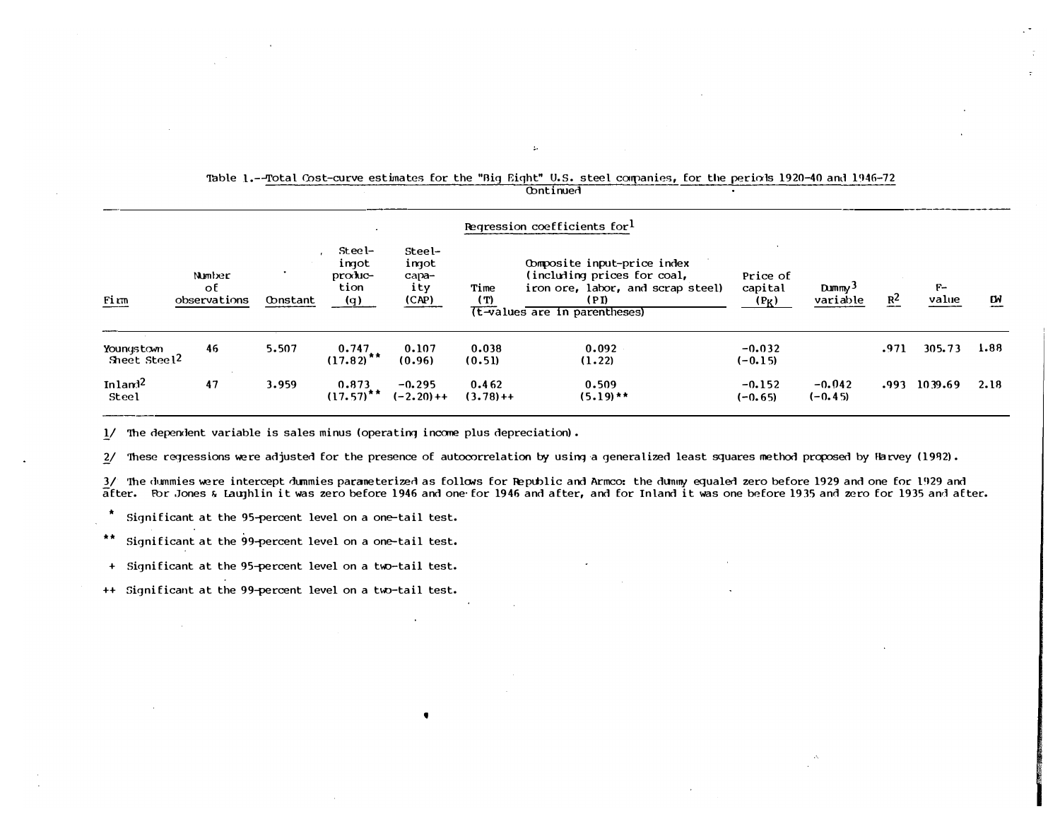Table 1.--Total Cost-curve estimates for the "Big Eight" U.S. steel companies, for the periods 1920-40 and 1946-72

Continued

| Firm | Number of observations | Constant | Steel-ingot production (q) | Steel-ingot capacity (CAP) | Time (T) | Composite input-price index (including prices for coal, iron ore, labor, and scrap steel) (PI) | Price of capital ($P_K$) | Dummy[3] variable | $R^2$ | F-value | DW |
|---|---|---|---|---|---|---|---|---|---|---|---|
| | | | Regression coefficients for[1] (t-values are in parentheses) | | | | | | | | |
| Youngstown Sheet Steel[2] | 46 | 5.507 | 0.747 (17.82)** | 0.107 (0.96) | 0.038 (0.51) | 0.092 (1.22) | -0.032 (-0.15) | | .971 | 305.73 | 1.88 |
| Inland[2] Steel | 47 | 3.959 | 0.873 (17.57)** | -0.295 (-2.20)++ | 0.462 (3.78)++ | 0.509 (5.19)** | -0.152 (-0.65) | -0.042 (-0.45) | .993 | 1039.69 | 2.18 |

1/ The dependent variable is sales minus (operating income plus depreciation).

2/ These regressions were adjusted for the presence of autocorrelation by using a generalized least squares method proposed by Harvey (1982).

3/ The dummies were intercept dummies parameterized as follows for Republic and Armco: the dummy equaled zero before 1929 and one for 1929 and after. For Jones & Laughlin it was zero before 1946 and one for 1946 and after, and for Inland it was one before 1935 and zero for 1935 and after.

\* Significant at the 95-percent level on a one-tail test.

\*\* Significant at the 99-percent level on a one-tail test.

\+ Significant at the 95-percent level on a two-tail test.

++ Significant at the 99-percent level on a two-tail test.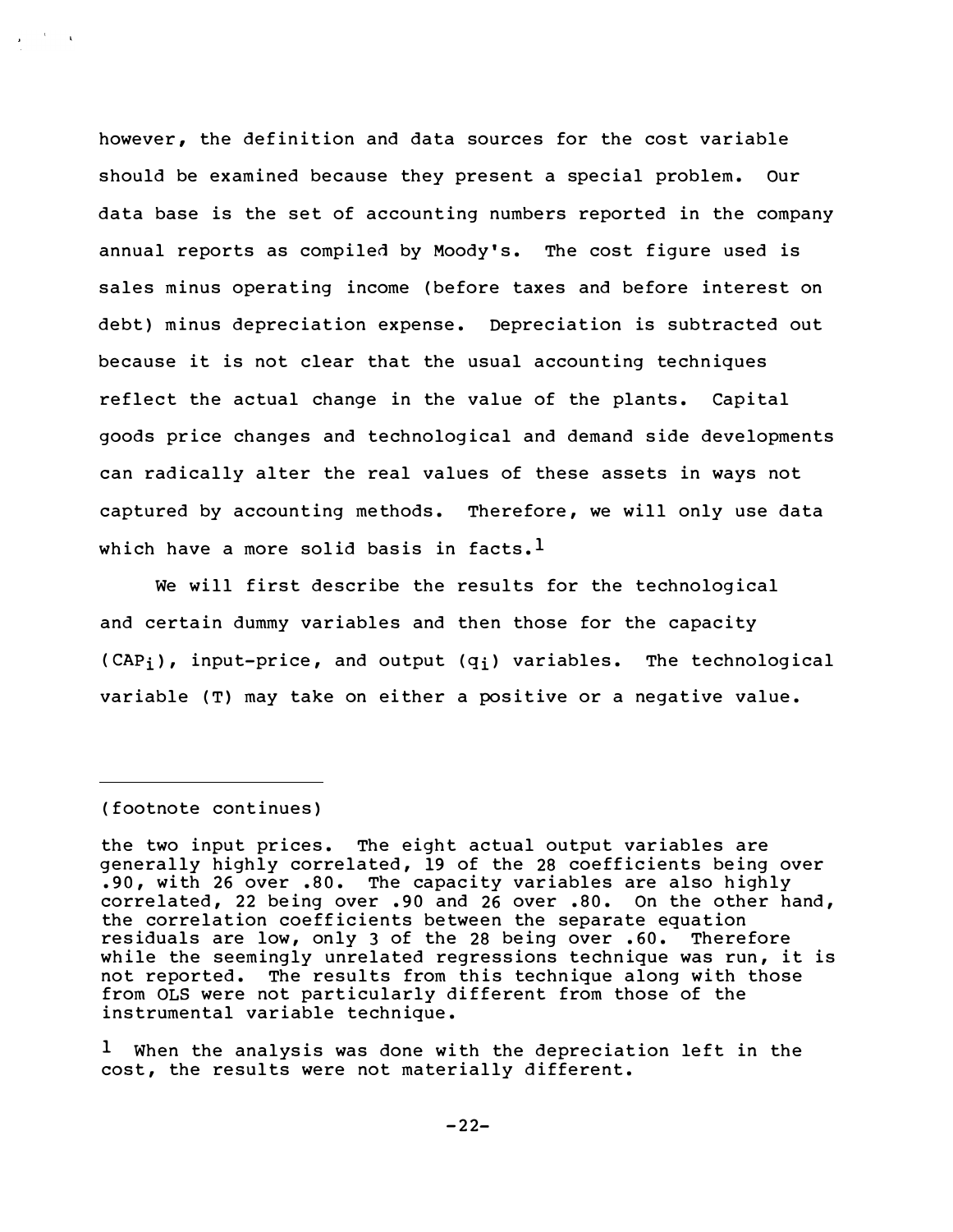however, the definition and data sources for the cost variable should be examined because they present a special problem. Our data base is the set of accounting numbers reported in the company annual reports as compiled by Moody's. The cost figure used is sales minus operating income (before taxes and before interest on debt) minus depreciation expense. Depreciation is subtracted out because it is not clear that the usual accounting techniques reflect the actual change in the value of the plants. Capital goods price changes and technological and demand side developments can radically alter the real values of these assets in ways not captured by accounting methods. Therefore, we will only use data which have a more solid basis in facts.[1]

We will first describe the results for the technological and certain dummy variables and then those for the capacity ($CAP_i$), input-price, and output ($q_i$) variables. The technological variable (T) may take on either a positive or a negative value.

---

(footnote continues)

the two input prices. The eight actual output variables are generally highly correlated, 19 of the 28 coefficients being over .90, with 26 over .80. The capacity variables are also highly correlated, 22 being over .90 and 26 over .80. On the other hand, the correlation coefficients between the separate equation residuals are low, only 3 of the 28 being over .60. Therefore while the seemingly unrelated regressions technique was run, it is not reported. The results from this technique along with those from OLS were not particularly different from those of the instrumental variable technique.

[1] When the analysis was done with the depreciation left in the cost, the results were not materially different.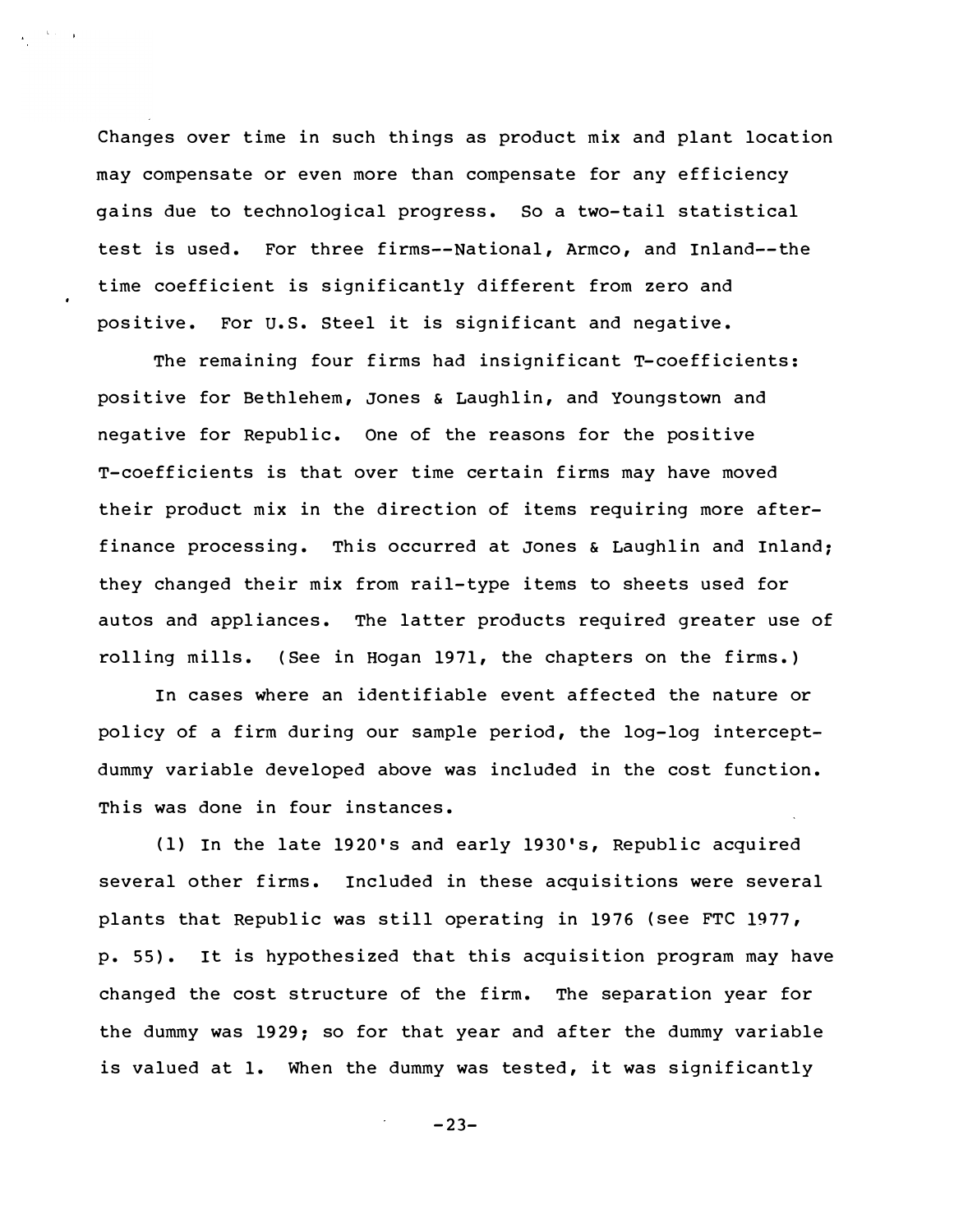Changes over time in such things as product mix and plant location may compensate or even more than compensate for any efficiency gains due to technological progress. So a two-tail statistical test is used. For three firms--National, Armco, and Inland--the time coefficient is significantly different from zero and positive. For U.S. Steel it is significant and negative.

The remaining four firms had insignificant T-coefficients: positive for Bethlehem, Jones & Laughlin, and Youngstown and negative for Republic. One of the reasons for the positive T-coefficients is that over time certain firms may have moved their product mix in the direction of items requiring more after-finance processing. This occurred at Jones & Laughlin and Inland; they changed their mix from rail-type items to sheets used for autos and appliances. The latter products required greater use of rolling mills. (See in Hogan 1971, the chapters on the firms.)

In cases where an identifiable event affected the nature or policy of a firm during our sample period, the log-log intercept-dummy variable developed above was included in the cost function. This was done in four instances.

(1) In the late 1920's and early 1930's, Republic acquired several other firms. Included in these acquisitions were several plants that Republic was still operating in 1976 (see FTC 1977, p. 55). It is hypothesized that this acquisition program may have changed the cost structure of the firm. The separation year for the dummy was 1929; so for that year and after the dummy variable is valued at 1. When the dummy was tested, it was significantly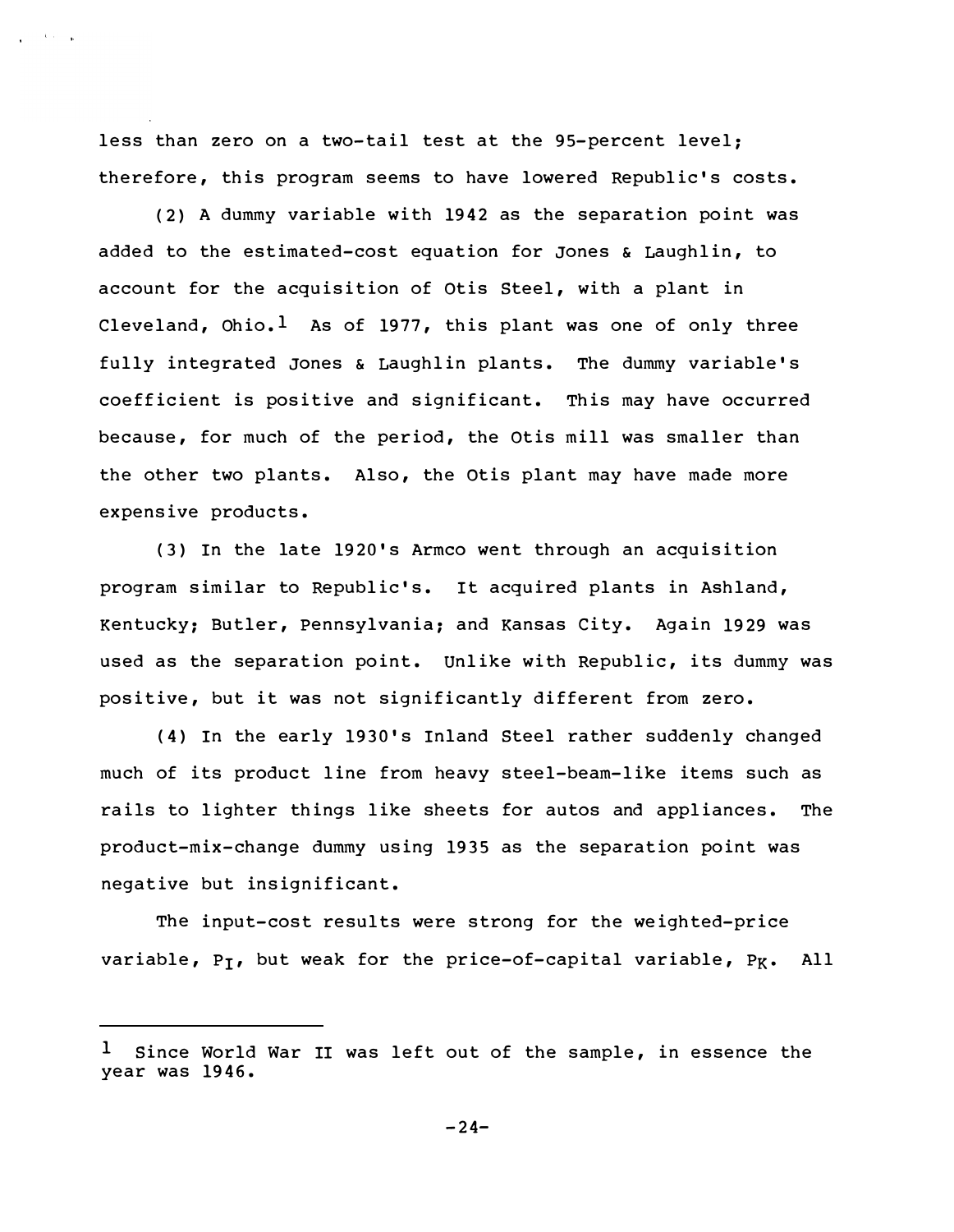less than zero on a two-tail test at the 95-percent level; therefore, this program seems to have lowered Republic's costs.

(2) A dummy variable with 1942 as the separation point was added to the estimated-cost equation for Jones & Laughlin, to account for the acquisition of Otis Steel, with a plant in Cleveland, Ohio.[1] As of 1977, this plant was one of only three fully integrated Jones & Laughlin plants. The dummy variable's coefficient is positive and significant. This may have occurred because, for much of the period, the Otis mill was smaller than the other two plants. Also, the Otis plant may have made more expensive products.

(3) In the late 1920's Armco went through an acquisition program similar to Republic's. It acquired plants in Ashland, Kentucky; Butler, Pennsylvania; and Kansas City. Again 1929 was used as the separation point. Unlike with Republic, its dummy was positive, but it was not significantly different from zero.

(4) In the early 1930's Inland Steel rather suddenly changed much of its product line from heavy steel-beam-like items such as rails to lighter things like sheets for autos and appliances. The product-mix-change dummy using 1935 as the separation point was negative but insignificant.

The input-cost results were strong for the weighted-price variable, $P_I$, but weak for the price-of-capital variable, $P_K$. All

---

[1] Since World War II was left out of the sample, in essence the year was 1946.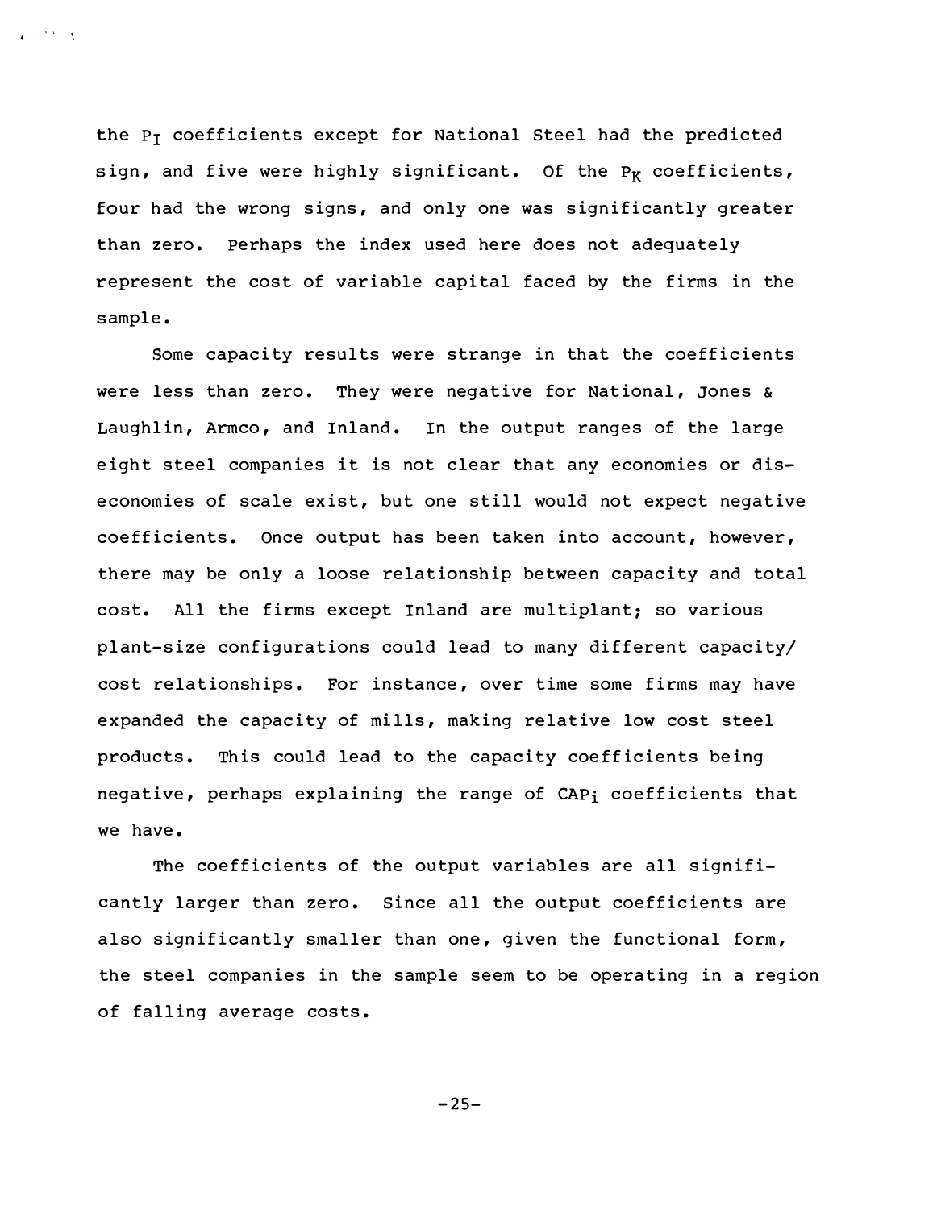the $P_I$ coefficients except for National Steel had the predicted sign, and five were highly significant. Of the $P_K$ coefficients, four had the wrong signs, and only one was significantly greater than zero. Perhaps the index used here does not adequately represent the cost of variable capital faced by the firms in the sample.

Some capacity results were strange in that the coefficients were less than zero. They were negative for National, Jones & Laughlin, Armco, and Inland. In the output ranges of the large eight steel companies it is not clear that any economies or diseconomies of scale exist, but one still would not expect negative coefficients. Once output has been taken into account, however, there may be only a loose relationship between capacity and total cost. All the firms except Inland are multiplant; so various plant-size configurations could lead to many different capacity/cost relationships. For instance, over time some firms may have expanded the capacity of mills, making relative low cost steel products. This could lead to the capacity coefficients being negative, perhaps explaining the range of $CAP_i$ coefficients that we have.

The coefficients of the output variables are all significantly larger than zero. Since all the output coefficients are also significantly smaller than one, given the functional form, the steel companies in the sample seem to be operating in a region of falling average costs.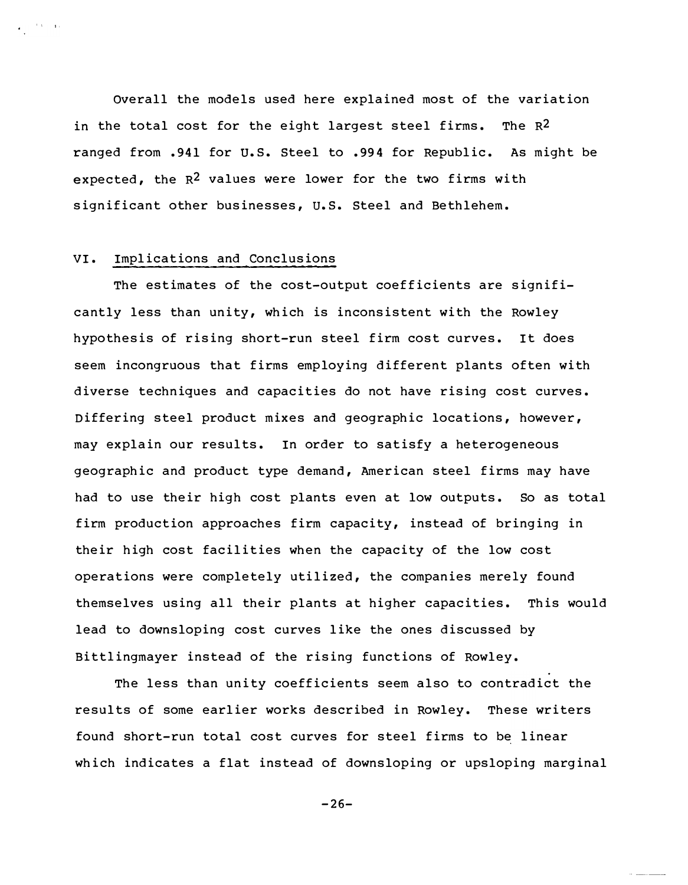Overall the models used here explained most of the variation in the total cost for the eight largest steel firms. The $R^2$ ranged from .941 for U.S. Steel to .994 for Republic. As might be expected, the $R^2$ values were lower for the two firms with significant other businesses, U.S. Steel and Bethlehem.

## VI. Implications and Conclusions

The estimates of the cost-output coefficients are significantly less than unity, which is inconsistent with the Rowley hypothesis of rising short-run steel firm cost curves. It does seem incongruous that firms employing different plants often with diverse techniques and capacities do not have rising cost curves. Differing steel product mixes and geographic locations, however, may explain our results. In order to satisfy a heterogeneous geographic and product type demand, American steel firms may have had to use their high cost plants even at low outputs. So as total firm production approaches firm capacity, instead of bringing in their high cost facilities when the capacity of the low cost operations were completely utilized, the companies merely found themselves using all their plants at higher capacities. This would lead to downsloping cost curves like the ones discussed by Bittlingmayer instead of the rising functions of Rowley.

The less than unity coefficients seem also to contradict the results of some earlier works described in Rowley. These writers found short-run total cost curves for steel firms to be linear which indicates a flat instead of downsloping or upsloping marginal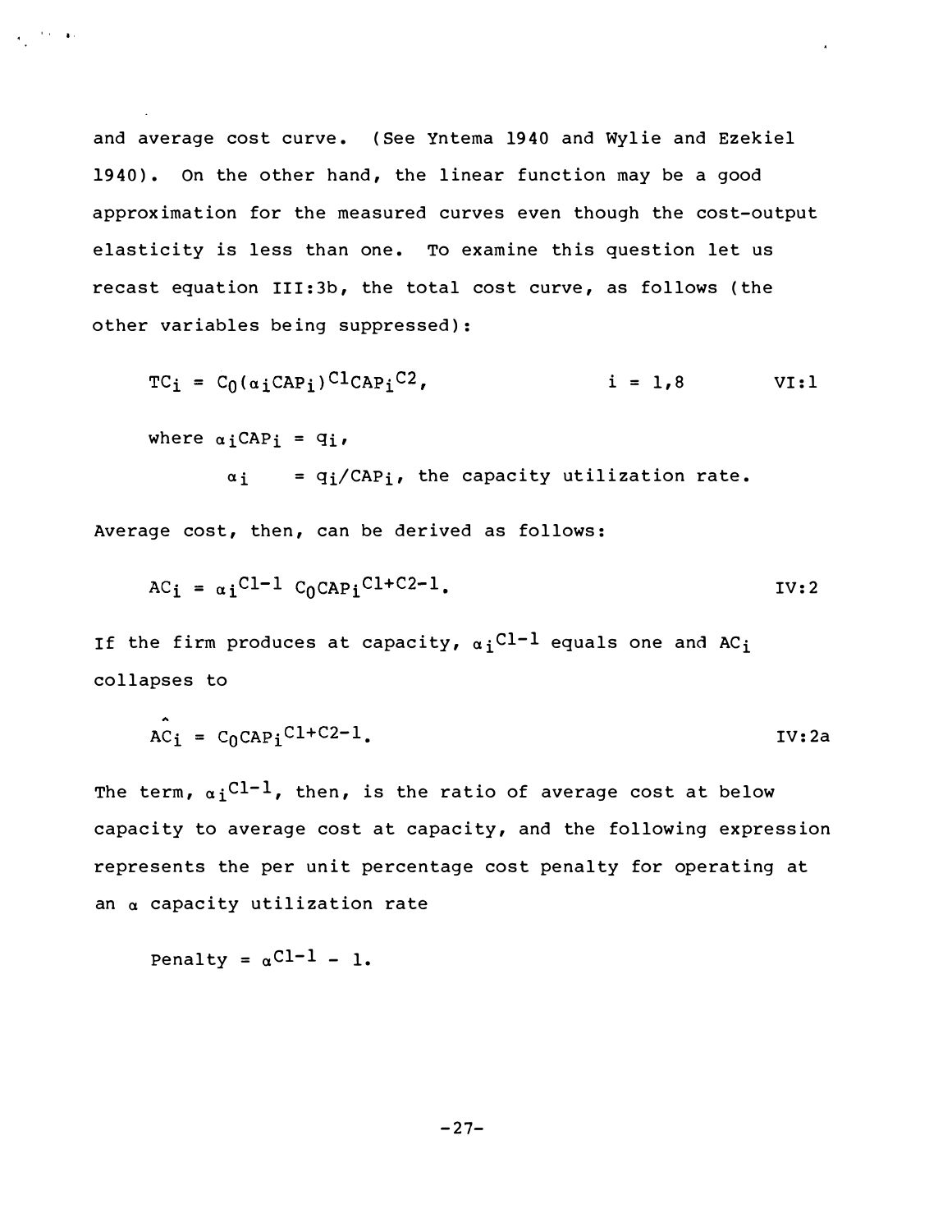and average cost curve. (See Yntema 1940 and Wylie and Ezekiel 1940). On the other hand, the linear function may be a good approximation for the measured curves even though the cost-output elasticity is less than one. To examine this question let us recast equation III:3b, the total cost curve, as follows (the other variables being suppressed):

$$TC_i = C_0(\alpha_i CAP_i)^{C1} CAP_i^{C2}, \qquad i = 1,8 \qquad \text{VI:1}$$

where $\alpha_i CAP_i = q_i$,

$\alpha_i \quad = q_i/CAP_i$, the capacity utilization rate.

Average cost, then, can be derived as follows:

$$AC_i = \alpha_i^{C1-1} \; C_0 CAP_i^{C1+C2-1}. \qquad \text{IV:2}$$

If the firm produces at capacity, $\alpha_i^{C1-1}$ equals one and $AC_i$ collapses to

$$\hat{AC_i} = C_0 CAP_i^{C1+C2-1}. \qquad \text{IV:2a}$$

The term, $\alpha_i^{C1-1}$, then, is the ratio of average cost at below capacity to average cost at capacity, and the following expression represents the per unit percentage cost penalty for operating at an $\alpha$ capacity utilization rate

$$\text{Penalty} = \alpha^{C1-1} - 1.$$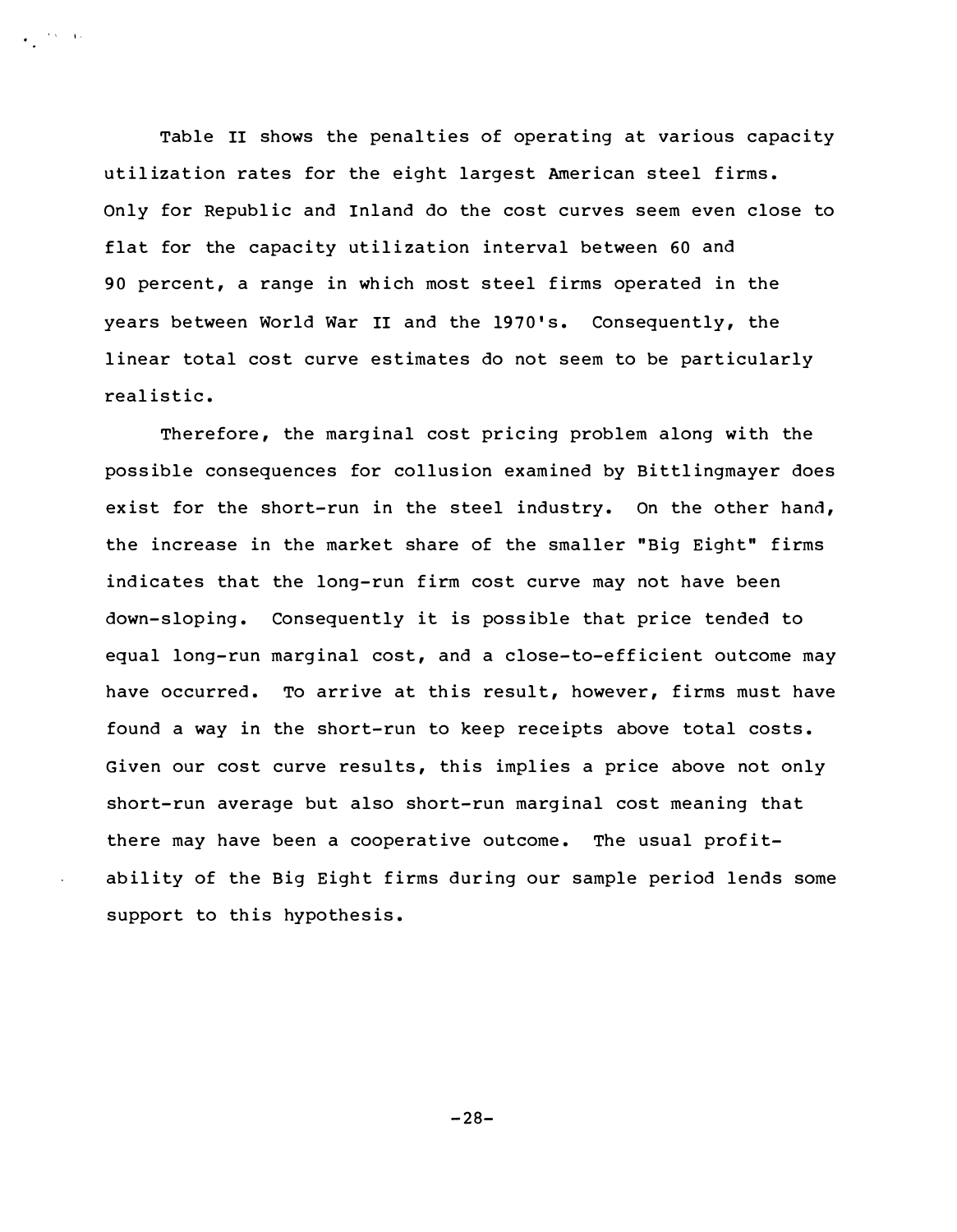Table II shows the penalties of operating at various capacity utilization rates for the eight largest American steel firms. Only for Republic and Inland do the cost curves seem even close to flat for the capacity utilization interval between 60 and 90 percent, a range in which most steel firms operated in the years between World War II and the 1970's. Consequently, the linear total cost curve estimates do not seem to be particularly realistic.

Therefore, the marginal cost pricing problem along with the possible consequences for collusion examined by Bittlingmayer does exist for the short-run in the steel industry. On the other hand, the increase in the market share of the smaller "Big Eight" firms indicates that the long-run firm cost curve may not have been down-sloping. Consequently it is possible that price tended to equal long-run marginal cost, and a close-to-efficient outcome may have occurred. To arrive at this result, however, firms must have found a way in the short-run to keep receipts above total costs. Given our cost curve results, this implies a price above not only short-run average but also short-run marginal cost meaning that there may have been a cooperative outcome. The usual profitability of the Big Eight firms during our sample period lends some support to this hypothesis.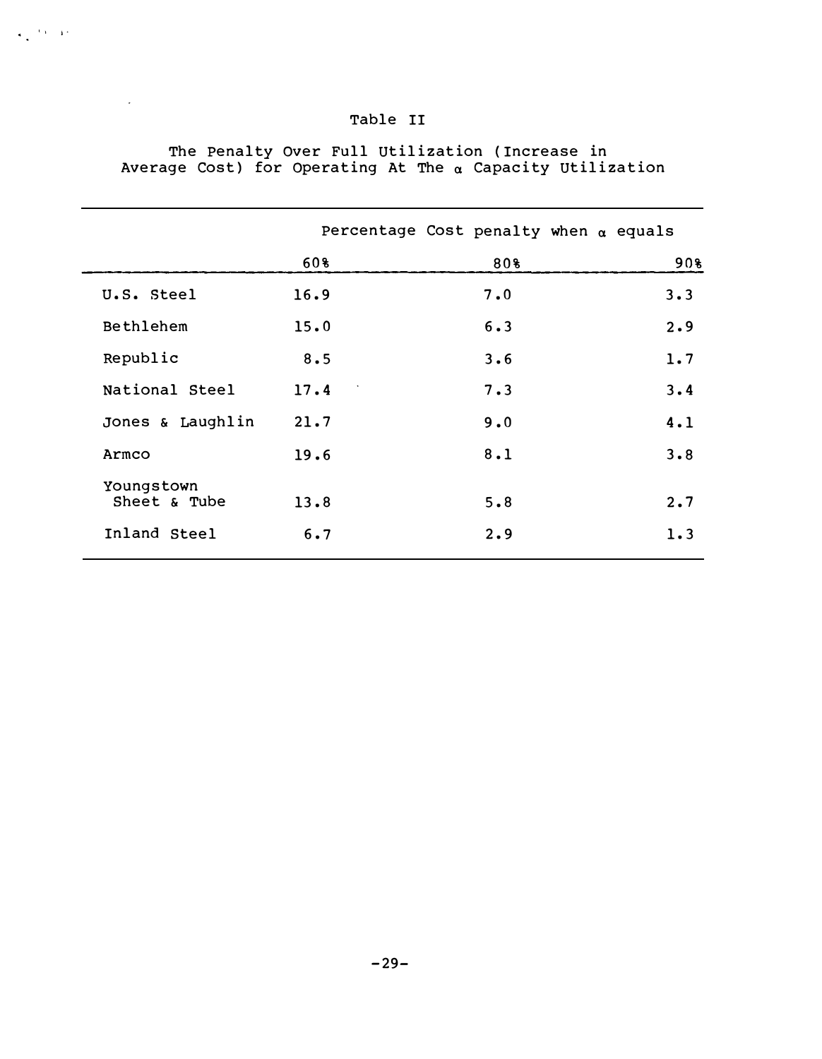Table II

The Penalty Over Full Utilization (Increase in Average Cost) for Operating At The $\alpha$ Capacity Utilization

| | Percentage Cost penalty when $\alpha$ equals | | |
|---|---|---|---|
| | 60% | 80% | 90% |
| U.S. Steel | 16.9 | 7.0 | 3.3 |
| Bethlehem | 15.0 | 6.3 | 2.9 |
| Republic | 8.5 | 3.6 | 1.7 |
| National Steel | 17.4 | 7.3 | 3.4 |
| Jones & Laughlin | 21.7 | 9.0 | 4.1 |
| Armco | 19.6 | 8.1 | 3.8 |
| Youngstown Sheet & Tube | 13.8 | 5.8 | 2.7 |
| Inland Steel | 6.7 | 2.9 | 1.3 |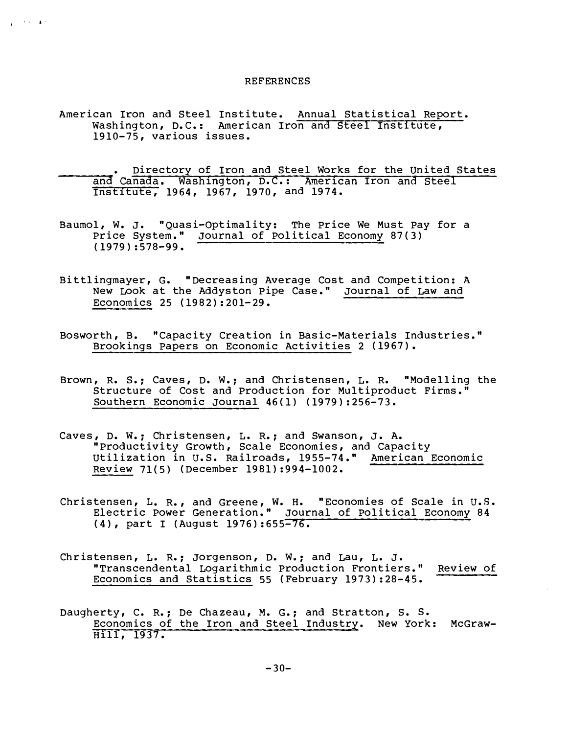# REFERENCES

American Iron and Steel Institute. Annual Statistical Report. Washington, D.C.: American Iron and Steel Institute, 1910-75, various issues.

\_\_\_\_\_\_\_\_. Directory of Iron and Steel Works for the United States and Canada. Washington, D.C.: American Iron and Steel Institute, 1964, 1967, 1970, and 1974.

Baumol, W. J. "Quasi-Optimality: The Price We Must Pay for a Price System." Journal of Political Economy 87(3) (1979):578-99.

Bittlingmayer, G. "Decreasing Average Cost and Competition: A New Look at the Addyston Pipe Case." Journal of Law and Economics 25 (1982):201-29.

Bosworth, B. "Capacity Creation in Basic-Materials Industries." Brookings Papers on Economic Activities 2 (1967).

Brown, R. S.; Caves, D. W.; and Christensen, L. R. "Modelling the Structure of Cost and Production for Multiproduct Firms." Southern Economic Journal 46(1) (1979):256-73.

Caves, D. W.; Christensen, L. R.; and Swanson, J. A. "Productivity Growth, Scale Economies, and Capacity Utilization in U.S. Railroads, 1955-74." American Economic Review 71(5) (December 1981):994-1002.

Christensen, L. R., and Greene, W. H. "Economies of Scale in U.S. Electric Power Generation." Journal of Political Economy 84 (4), part I (August 1976):655-76.

Christensen, L. R.; Jorgenson, D. W.; and Lau, L. J. "Transcendental Logarithmic Production Frontiers." Review of Economics and Statistics 55 (February 1973):28-45.

Daugherty, C. R.; De Chazeau, M. G.; and Stratton, S. S. Economics of the Iron and Steel Industry. New York: McGraw-Hill, 1937.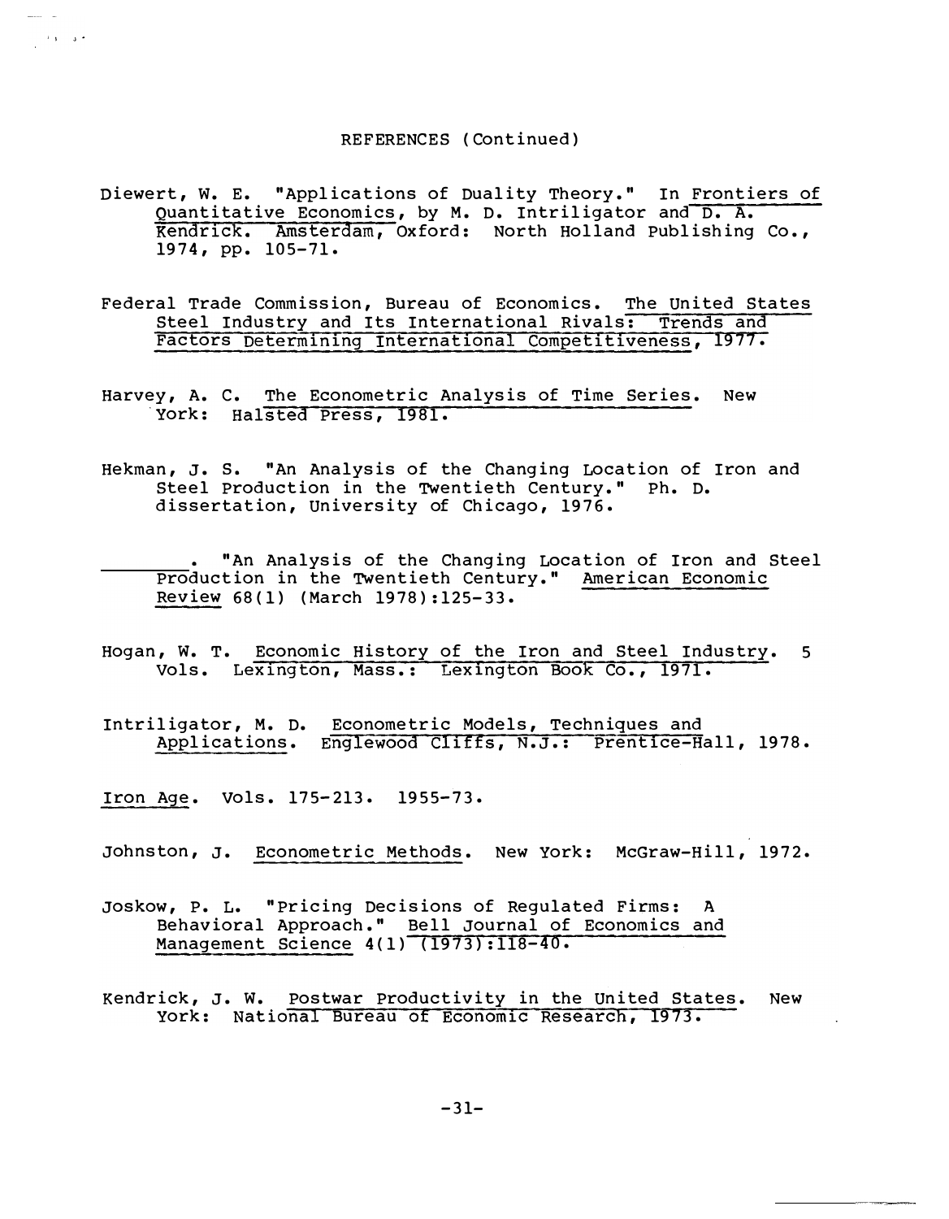REFERENCES (Continued)

Diewert, W. E. "Applications of Duality Theory." In *Frontiers of Quantitative Economics*, by M. D. Intriligator and D. A. Kendrick. Amsterdam, Oxford: North Holland Publishing Co., 1974, pp. 105-71.

Federal Trade Commission, Bureau of Economics. *The United States Steel Industry and Its International Rivals: Trends and Factors Determining International Competitiveness*, 1977.

Harvey, A. C. *The Econometric Analysis of Time Series*. New York: Halsted Press, 1981.

Hekman, J. S. "An Analysis of the Changing Location of Iron and Steel Production in the Twentieth Century." Ph. D. dissertation, University of Chicago, 1976.

\_\_\_\_\_\_\_\_. "An Analysis of the Changing Location of Iron and Steel Production in the Twentieth Century." *American Economic Review* 68(1) (March 1978):125-33.

Hogan, W. T. *Economic History of the Iron and Steel Industry*. 5 Vols. Lexington, Mass.: Lexington Book Co., 1971.

Intriligator, M. D. *Econometric Models, Techniques and Applications*. Englewood Cliffs, N.J.: Prentice-Hall, 1978.

*Iron Age*. Vols. 175-213. 1955-73.

Johnston, J. *Econometric Methods*. New York: McGraw-Hill, 1972.

Joskow, P. L. "Pricing Decisions of Regulated Firms: A Behavioral Approach." *Bell Journal of Economics and Management Science* 4(1) (1973):118-40.

Kendrick, J. W. *Postwar Productivity in the United States*. New York: National Bureau of Economic Research, 1973.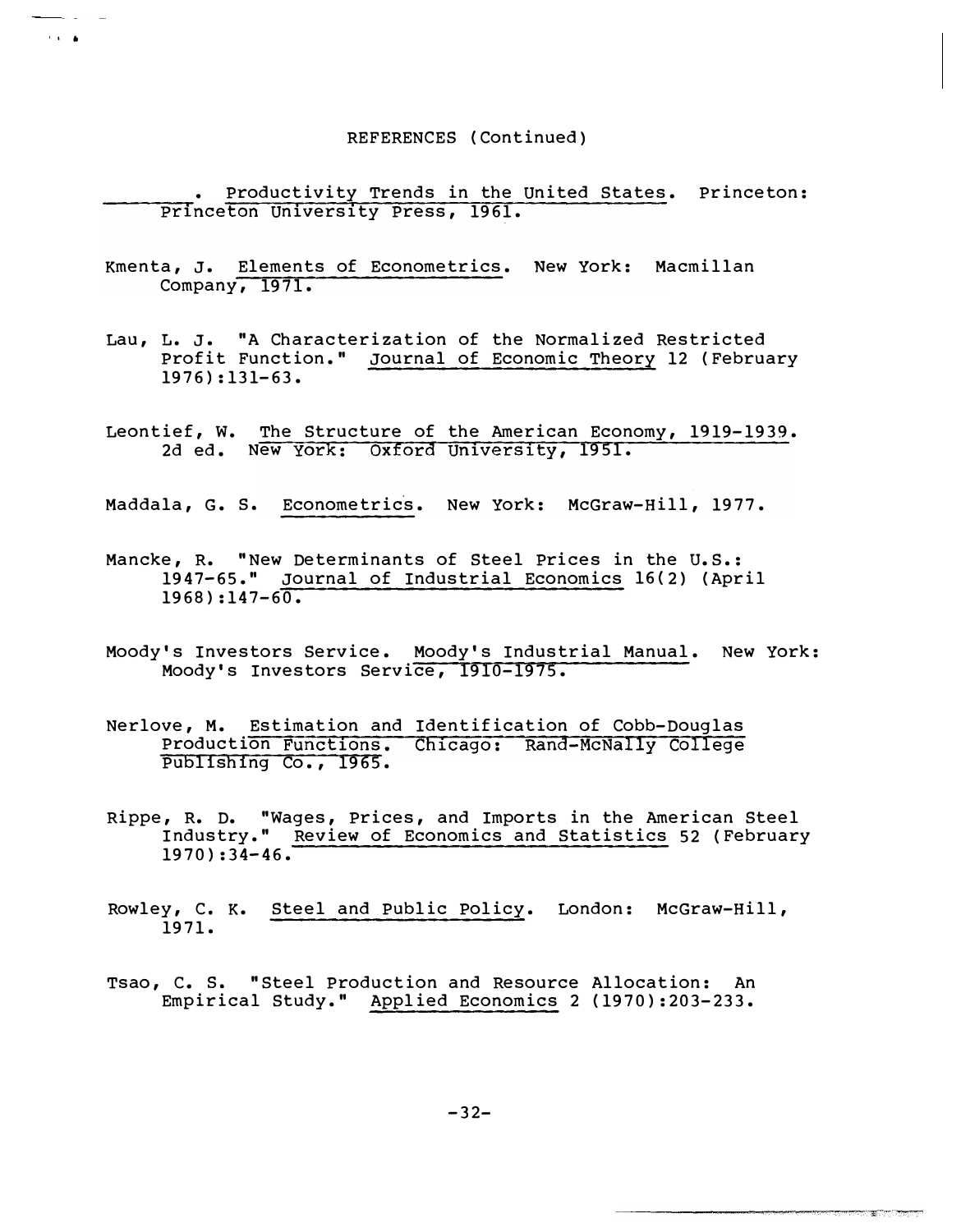REFERENCES (Continued)

________. Productivity Trends in the United States. Princeton: Princeton University Press, 1961.

Kmenta, J. Elements of Econometrics. New York: Macmillan Company, 1971.

Lau, L. J. "A Characterization of the Normalized Restricted Profit Function." Journal of Economic Theory 12 (February 1976):131-63.

Leontief, W. The Structure of the American Economy, 1919-1939. 2d ed. New York: Oxford University, 1951.

Maddala, G. S. Econometrics. New York: McGraw-Hill, 1977.

Mancke, R. "New Determinants of Steel Prices in the U.S.: 1947-65." Journal of Industrial Economics 16(2) (April 1968):147-60.

Moody's Investors Service. Moody's Industrial Manual. New York: Moody's Investors Service, 1910-1975.

Nerlove, M. Estimation and Identification of Cobb-Douglas Production Functions. Chicago: Rand-McNally College Publishing Co., 1965.

Rippe, R. D. "Wages, Prices, and Imports in the American Steel Industry." Review of Economics and Statistics 52 (February 1970):34-46.

Rowley, C. K. Steel and Public Policy. London: McGraw-Hill, 1971.

Tsao, C. S. "Steel Production and Resource Allocation: An Empirical Study." Applied Economics 2 (1970):203-233.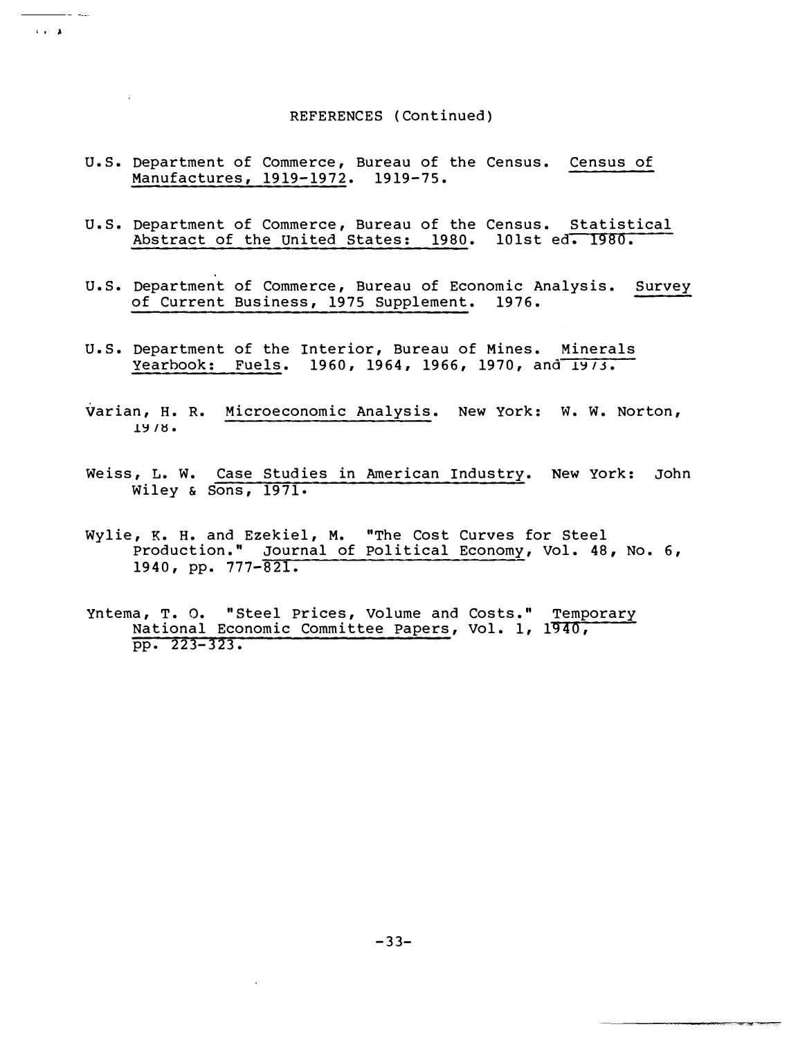REFERENCES (Continued)

U.S. Department of Commerce, Bureau of the Census. Census of Manufactures, 1919-1972. 1919-75.

U.S. Department of Commerce, Bureau of the Census. Statistical Abstract of the United States: 1980. 101st ed. 1980.

U.S. Department of Commerce, Bureau of Economic Analysis. Survey of Current Business, 1975 Supplement. 1976.

U.S. Department of the Interior, Bureau of Mines. Minerals Yearbook: Fuels. 1960, 1964, 1966, 1970, and 1973.

Varian, H. R. Microeconomic Analysis. New York: W. W. Norton, 1978.

Weiss, L. W. Case Studies in American Industry. New York: John Wiley & Sons, 1971.

Wylie, K. H. and Ezekiel, M. "The Cost Curves for Steel Production." Journal of Political Economy, Vol. 48, No. 6, 1940, pp. 777-821.

Yntema, T. O. "Steel Prices, Volume and Costs." Temporary National Economic Committee Papers, Vol. 1, 1940, pp. 223-323.